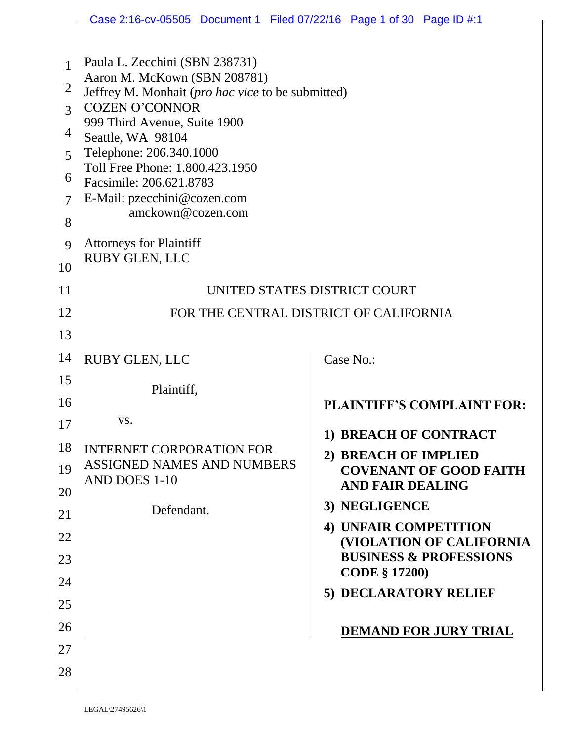Paula L. Zecchini (SBN 238731)
Aaron M. McKown (SBN 208781)
Jeffrey M. Monhait (*pro hac vice* to be submitted)
COZEN O'CONNOR
999 Third Avenue, Suite 1900
Seattle, WA 98104
Telephone: 206.340.1000
Toll Free Phone: 1.800.423.1950
Facsimile: 206.621.8783
E-Mail: pzecchini@cozen.com
amckown@cozen.com

Attorneys for Plaintiff
RUBY GLEN, LLC

UNITED STATES DISTRICT COURT

FOR THE CENTRAL DISTRICT OF CALIFORNIA

| | |
|---|---|
| RUBY GLEN, LLC<br><br>Plaintiff,<br><br>vs.<br><br>INTERNET CORPORATION FOR ASSIGNED NAMES AND NUMBERS AND DOES 1-10<br><br>Defendant. | Case No.:<br><br>**PLAINTIFF'S COMPLAINT FOR:**<br><br>**1) BREACH OF CONTRACT**<br>**2) BREACH OF IMPLIED COVENANT OF GOOD FAITH AND FAIR DEALING**<br>**3) NEGLIGENCE**<br>**4) UNFAIR COMPETITION (VIOLATION OF CALIFORNIA BUSINESS & PROFESSIONS CODE § 17200)**<br>**5) DECLARATORY RELIEF**<br><br>**DEMAND FOR JURY TRIAL** |

LEGAL\27495626\1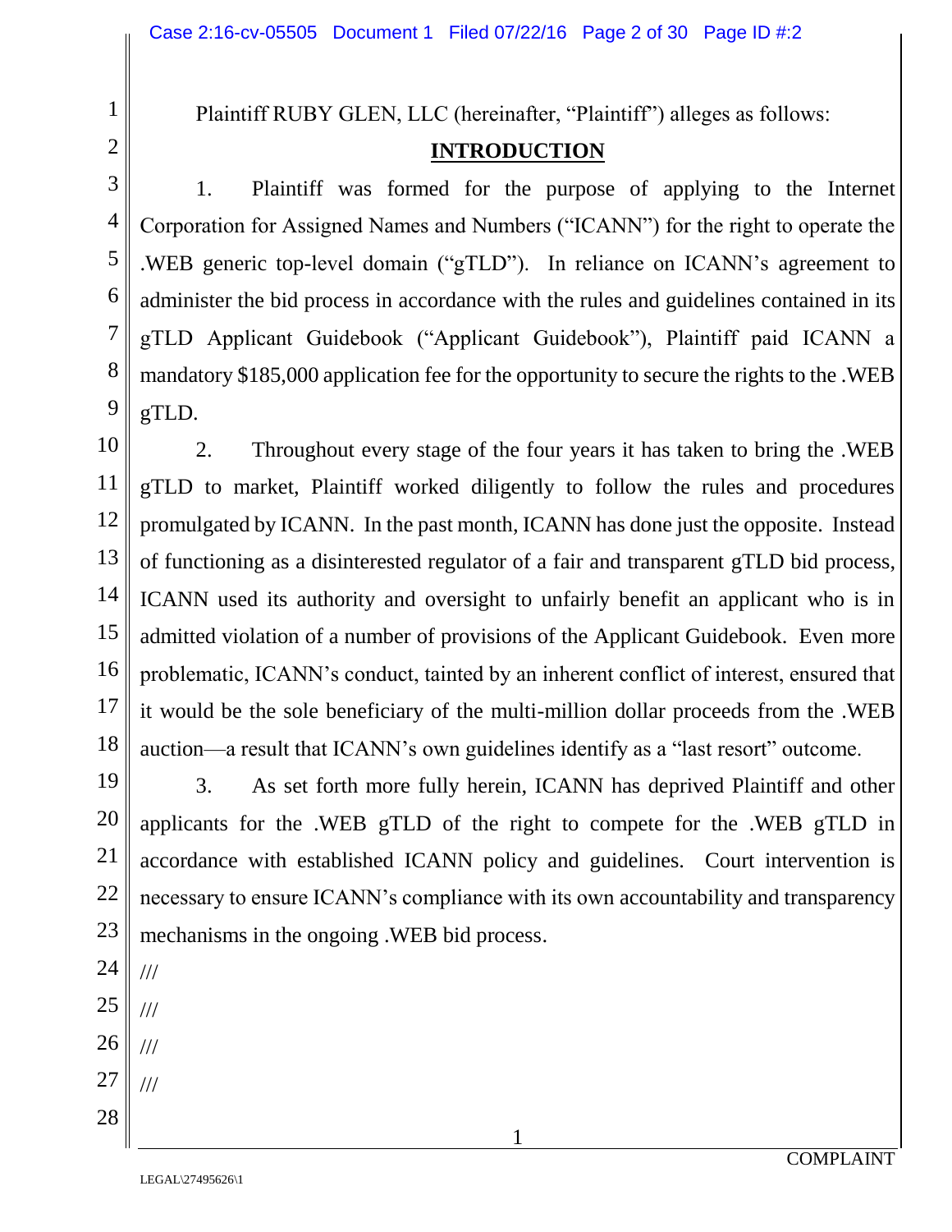Plaintiff RUBY GLEN, LLC (hereinafter, "Plaintiff") alleges as follows:

## INTRODUCTION

1. Plaintiff was formed for the purpose of applying to the Internet Corporation for Assigned Names and Numbers ("ICANN") for the right to operate the .WEB generic top-level domain ("gTLD"). In reliance on ICANN's agreement to administer the bid process in accordance with the rules and guidelines contained in its gTLD Applicant Guidebook ("Applicant Guidebook"), Plaintiff paid ICANN a mandatory $185,000 application fee for the opportunity to secure the rights to the .WEB gTLD.

2. Throughout every stage of the four years it has taken to bring the .WEB gTLD to market, Plaintiff worked diligently to follow the rules and procedures promulgated by ICANN. In the past month, ICANN has done just the opposite. Instead of functioning as a disinterested regulator of a fair and transparent gTLD bid process, ICANN used its authority and oversight to unfairly benefit an applicant who is in admitted violation of a number of provisions of the Applicant Guidebook. Even more problematic, ICANN's conduct, tainted by an inherent conflict of interest, ensured that it would be the sole beneficiary of the multi-million dollar proceeds from the .WEB auction—a result that ICANN's own guidelines identify as a "last resort" outcome.

3. As set forth more fully herein, ICANN has deprived Plaintiff and other applicants for the .WEB gTLD of the right to compete for the .WEB gTLD in accordance with established ICANN policy and guidelines. Court intervention is necessary to ensure ICANN's compliance with its own accountability and transparency mechanisms in the ongoing .WEB bid process.

///

///

///

///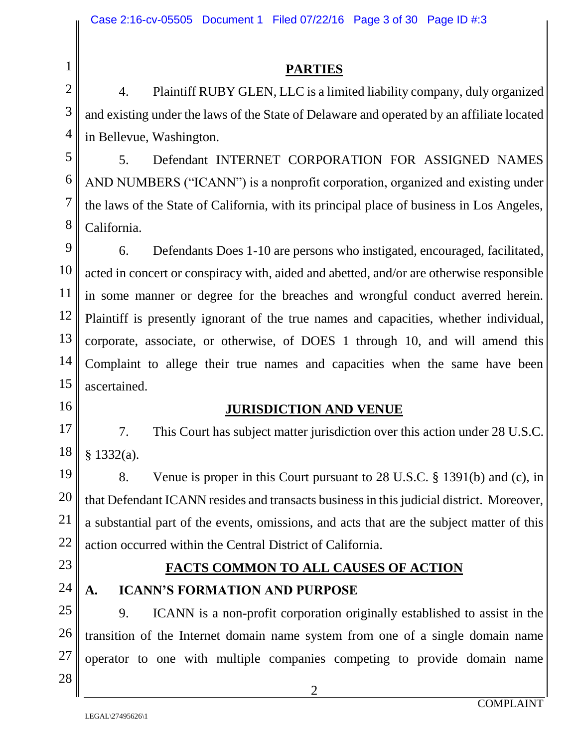## PARTIES

4. Plaintiff RUBY GLEN, LLC is a limited liability company, duly organized and existing under the laws of the State of Delaware and operated by an affiliate located in Bellevue, Washington.

5. Defendant INTERNET CORPORATION FOR ASSIGNED NAMES AND NUMBERS ("ICANN") is a nonprofit corporation, organized and existing under the laws of the State of California, with its principal place of business in Los Angeles, California.

6. Defendants Does 1-10 are persons who instigated, encouraged, facilitated, acted in concert or conspiracy with, aided and abetted, and/or are otherwise responsible in some manner or degree for the breaches and wrongful conduct averred herein. Plaintiff is presently ignorant of the true names and capacities, whether individual, corporate, associate, or otherwise, of DOES 1 through 10, and will amend this Complaint to allege their true names and capacities when the same have been ascertained.

## JURISDICTION AND VENUE

7. This Court has subject matter jurisdiction over this action under 28 U.S.C. § 1332(a).

8. Venue is proper in this Court pursuant to 28 U.S.C. § 1391(b) and (c), in that Defendant ICANN resides and transacts business in this judicial district. Moreover, a substantial part of the events, omissions, and acts that are the subject matter of this action occurred within the Central District of California.

## FACTS COMMON TO ALL CAUSES OF ACTION

### A. ICANN'S FORMATION AND PURPOSE

9. ICANN is a non-profit corporation originally established to assist in the transition of the Internet domain name system from one of a single domain name operator to one with multiple companies competing to provide domain name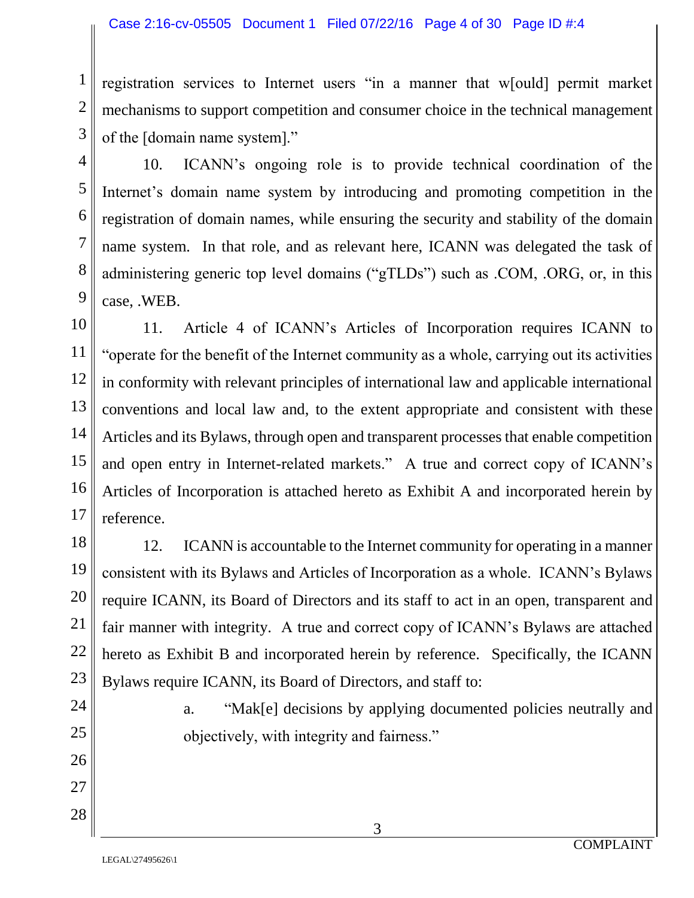registration services to Internet users "in a manner that w[ould] permit market mechanisms to support competition and consumer choice in the technical management of the [domain name system]."

10. ICANN's ongoing role is to provide technical coordination of the Internet's domain name system by introducing and promoting competition in the registration of domain names, while ensuring the security and stability of the domain name system. In that role, and as relevant here, ICANN was delegated the task of administering generic top level domains ("gTLDs") such as .COM, .ORG, or, in this case, .WEB.

11. Article 4 of ICANN's Articles of Incorporation requires ICANN to "operate for the benefit of the Internet community as a whole, carrying out its activities in conformity with relevant principles of international law and applicable international conventions and local law and, to the extent appropriate and consistent with these Articles and its Bylaws, through open and transparent processes that enable competition and open entry in Internet-related markets." A true and correct copy of ICANN's Articles of Incorporation is attached hereto as Exhibit A and incorporated herein by reference.

12. ICANN is accountable to the Internet community for operating in a manner consistent with its Bylaws and Articles of Incorporation as a whole. ICANN's Bylaws require ICANN, its Board of Directors and its staff to act in an open, transparent and fair manner with integrity. A true and correct copy of ICANN's Bylaws are attached hereto as Exhibit B and incorporated herein by reference. Specifically, the ICANN Bylaws require ICANN, its Board of Directors, and staff to:

a. "Mak[e] decisions by applying documented policies neutrally and objectively, with integrity and fairness."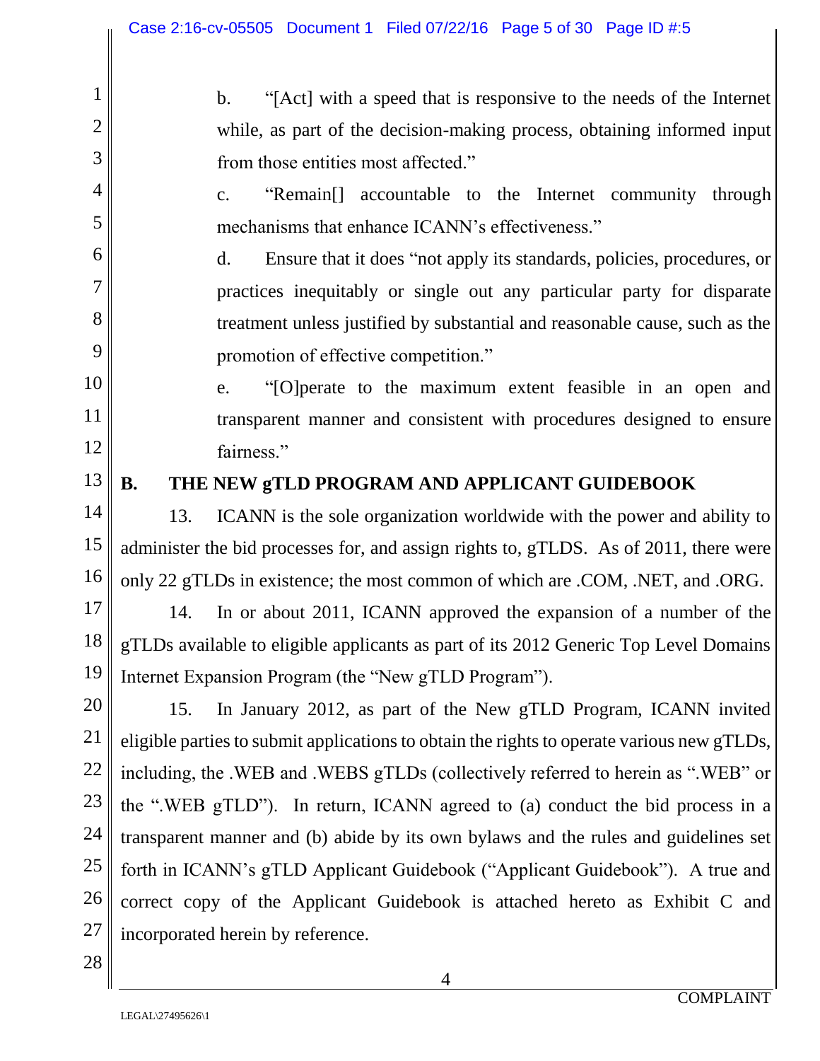b. "[Act] with a speed that is responsive to the needs of the Internet while, as part of the decision-making process, obtaining informed input from those entities most affected."

c. "Remain[] accountable to the Internet community through mechanisms that enhance ICANN's effectiveness."

d. Ensure that it does "not apply its standards, policies, procedures, or practices inequitably or single out any particular party for disparate treatment unless justified by substantial and reasonable cause, such as the promotion of effective competition."

e. "[O]perate to the maximum extent feasible in an open and transparent manner and consistent with procedures designed to ensure fairness."

## B. THE NEW gTLD PROGRAM AND APPLICANT GUIDEBOOK

13. ICANN is the sole organization worldwide with the power and ability to administer the bid processes for, and assign rights to, gTLDS. As of 2011, there were only 22 gTLDs in existence; the most common of which are .COM, .NET, and .ORG.

14. In or about 2011, ICANN approved the expansion of a number of the gTLDs available to eligible applicants as part of its 2012 Generic Top Level Domains Internet Expansion Program (the "New gTLD Program").

15. In January 2012, as part of the New gTLD Program, ICANN invited eligible parties to submit applications to obtain the rights to operate various new gTLDs, including, the .WEB and .WEBS gTLDs (collectively referred to herein as ".WEB" or the ".WEB gTLD"). In return, ICANN agreed to (a) conduct the bid process in a transparent manner and (b) abide by its own bylaws and the rules and guidelines set forth in ICANN's gTLD Applicant Guidebook ("Applicant Guidebook"). A true and correct copy of the Applicant Guidebook is attached hereto as Exhibit C and incorporated herein by reference.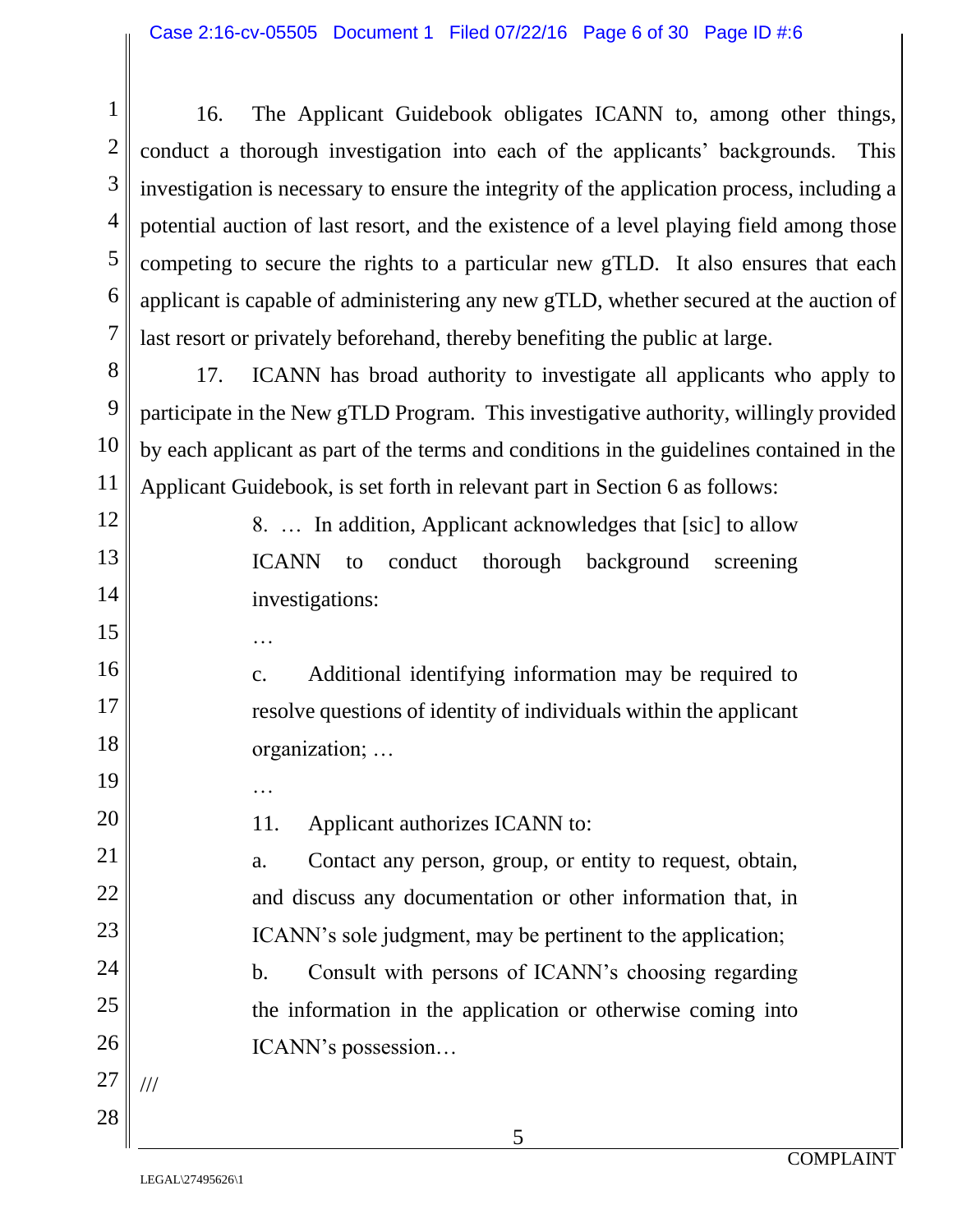16. The Applicant Guidebook obligates ICANN to, among other things, conduct a thorough investigation into each of the applicants' backgrounds. This investigation is necessary to ensure the integrity of the application process, including a potential auction of last resort, and the existence of a level playing field among those competing to secure the rights to a particular new gTLD. It also ensures that each applicant is capable of administering any new gTLD, whether secured at the auction of last resort or privately beforehand, thereby benefiting the public at large.

17. ICANN has broad authority to investigate all applicants who apply to participate in the New gTLD Program. This investigative authority, willingly provided by each applicant as part of the terms and conditions in the guidelines contained in the Applicant Guidebook, is set forth in relevant part in Section 6 as follows:

> 8. … In addition, Applicant acknowledges that [sic] to allow ICANN to conduct thorough background screening investigations:
>
> …
>
> c. Additional identifying information may be required to resolve questions of identity of individuals within the applicant organization; …
>
> …
>
> 11. Applicant authorizes ICANN to:
>
> a. Contact any person, group, or entity to request, obtain, and discuss any documentation or other information that, in ICANN's sole judgment, may be pertinent to the application;
>
> b. Consult with persons of ICANN's choosing regarding the information in the application or otherwise coming into ICANN's possession…

///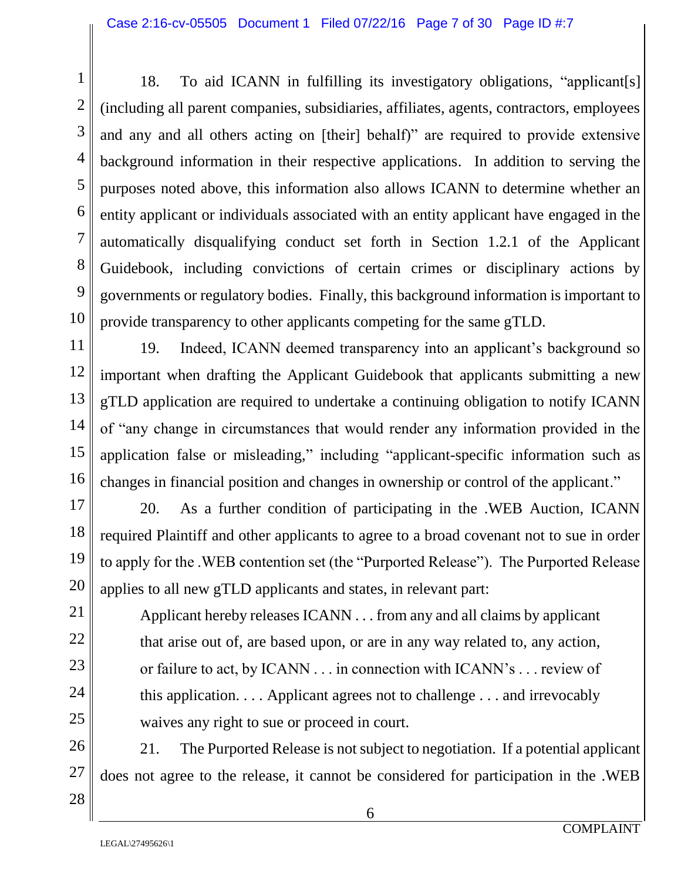18. To aid ICANN in fulfilling its investigatory obligations, "applicant[s] (including all parent companies, subsidiaries, affiliates, agents, contractors, employees and any and all others acting on [their] behalf)" are required to provide extensive background information in their respective applications. In addition to serving the purposes noted above, this information also allows ICANN to determine whether an entity applicant or individuals associated with an entity applicant have engaged in the automatically disqualifying conduct set forth in Section 1.2.1 of the Applicant Guidebook, including convictions of certain crimes or disciplinary actions by governments or regulatory bodies. Finally, this background information is important to provide transparency to other applicants competing for the same gTLD.

19. Indeed, ICANN deemed transparency into an applicant's background so important when drafting the Applicant Guidebook that applicants submitting a new gTLD application are required to undertake a continuing obligation to notify ICANN of "any change in circumstances that would render any information provided in the application false or misleading," including "applicant-specific information such as changes in financial position and changes in ownership or control of the applicant."

20. As a further condition of participating in the .WEB Auction, ICANN required Plaintiff and other applicants to agree to a broad covenant not to sue in order to apply for the .WEB contention set (the "Purported Release"). The Purported Release applies to all new gTLD applicants and states, in relevant part:

> Applicant hereby releases ICANN . . . from any and all claims by applicant that arise out of, are based upon, or are in any way related to, any action, or failure to act, by ICANN . . . in connection with ICANN's . . . review of this application. . . . Applicant agrees not to challenge . . . and irrevocably waives any right to sue or proceed in court.

21. The Purported Release is not subject to negotiation. If a potential applicant does not agree to the release, it cannot be considered for participation in the .WEB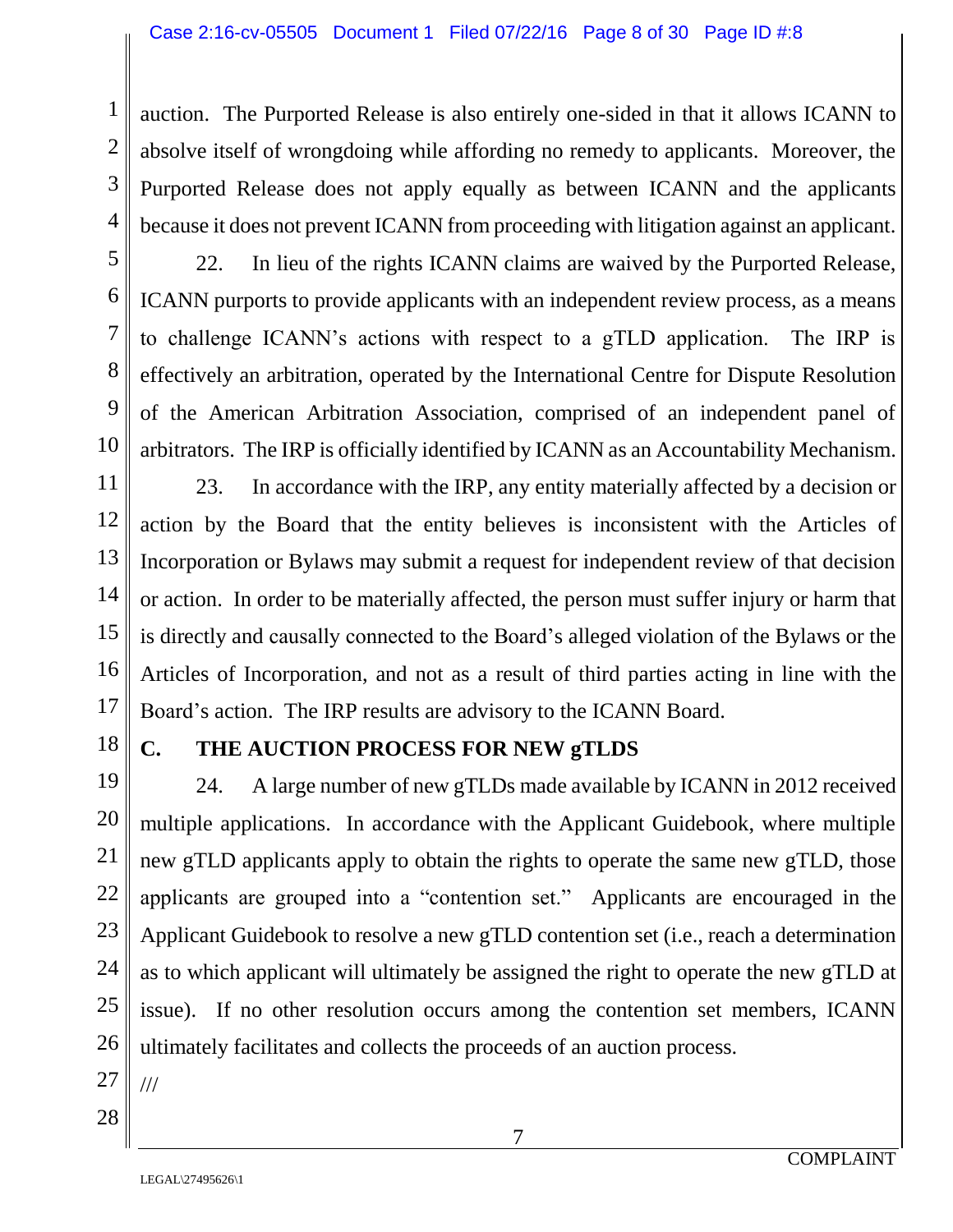auction. The Purported Release is also entirely one-sided in that it allows ICANN to absolve itself of wrongdoing while affording no remedy to applicants. Moreover, the Purported Release does not apply equally as between ICANN and the applicants because it does not prevent ICANN from proceeding with litigation against an applicant.

22. In lieu of the rights ICANN claims are waived by the Purported Release, ICANN purports to provide applicants with an independent review process, as a means to challenge ICANN's actions with respect to a gTLD application. The IRP is effectively an arbitration, operated by the International Centre for Dispute Resolution of the American Arbitration Association, comprised of an independent panel of arbitrators. The IRP is officially identified by ICANN as an Accountability Mechanism.

23. In accordance with the IRP, any entity materially affected by a decision or action by the Board that the entity believes is inconsistent with the Articles of Incorporation or Bylaws may submit a request for independent review of that decision or action. In order to be materially affected, the person must suffer injury or harm that is directly and causally connected to the Board's alleged violation of the Bylaws or the Articles of Incorporation, and not as a result of third parties acting in line with the Board's action. The IRP results are advisory to the ICANN Board.

## C. THE AUCTION PROCESS FOR NEW gTLDS

24. A large number of new gTLDs made available by ICANN in 2012 received multiple applications. In accordance with the Applicant Guidebook, where multiple new gTLD applicants apply to obtain the rights to operate the same new gTLD, those applicants are grouped into a "contention set." Applicants are encouraged in the Applicant Guidebook to resolve a new gTLD contention set (i.e., reach a determination as to which applicant will ultimately be assigned the right to operate the new gTLD at issue). If no other resolution occurs among the contention set members, ICANN ultimately facilitates and collects the proceeds of an auction process.

///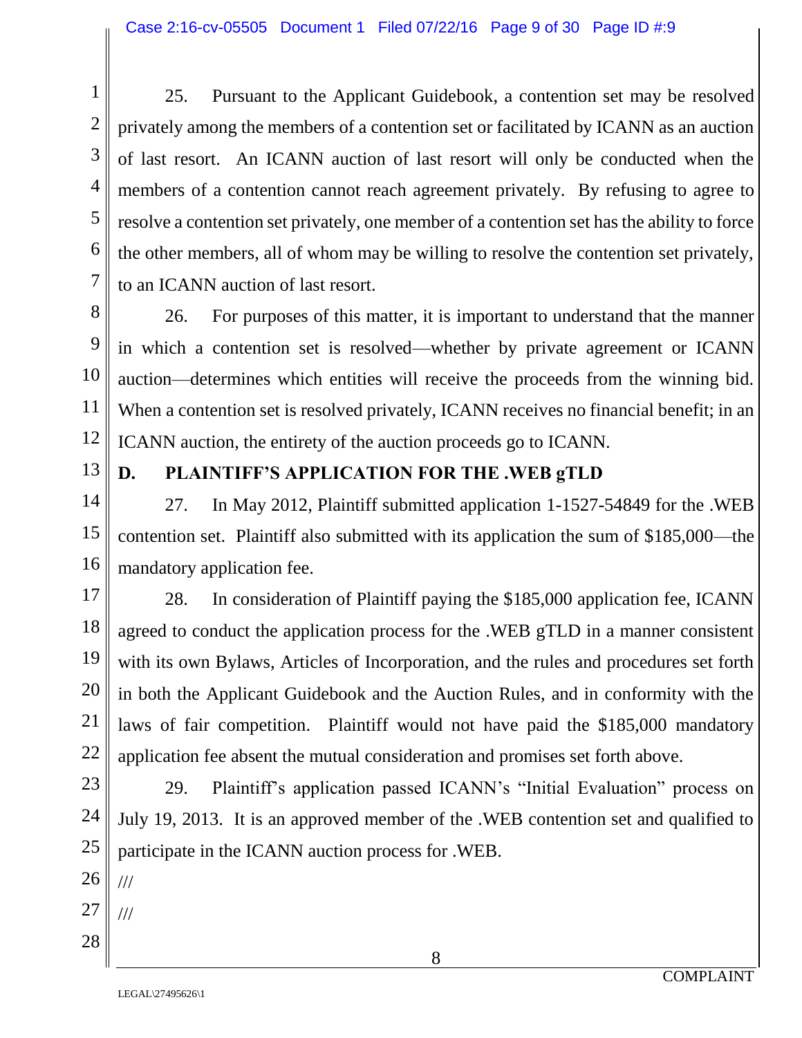25. Pursuant to the Applicant Guidebook, a contention set may be resolved privately among the members of a contention set or facilitated by ICANN as an auction of last resort. An ICANN auction of last resort will only be conducted when the members of a contention cannot reach agreement privately. By refusing to agree to resolve a contention set privately, one member of a contention set has the ability to force the other members, all of whom may be willing to resolve the contention set privately, to an ICANN auction of last resort.

26. For purposes of this matter, it is important to understand that the manner in which a contention set is resolved—whether by private agreement or ICANN auction—determines which entities will receive the proceeds from the winning bid. When a contention set is resolved privately, ICANN receives no financial benefit; in an ICANN auction, the entirety of the auction proceeds go to ICANN.

## D. PLAINTIFF'S APPLICATION FOR THE .WEB gTLD

27. In May 2012, Plaintiff submitted application 1-1527-54849 for the .WEB contention set. Plaintiff also submitted with its application the sum of $185,000—the mandatory application fee.

28. In consideration of Plaintiff paying the $185,000 application fee, ICANN agreed to conduct the application process for the .WEB gTLD in a manner consistent with its own Bylaws, Articles of Incorporation, and the rules and procedures set forth in both the Applicant Guidebook and the Auction Rules, and in conformity with the laws of fair competition. Plaintiff would not have paid the $185,000 mandatory application fee absent the mutual consideration and promises set forth above.

29. Plaintiff's application passed ICANN's "Initial Evaluation" process on July 19, 2013. It is an approved member of the .WEB contention set and qualified to participate in the ICANN auction process for .WEB.

///

///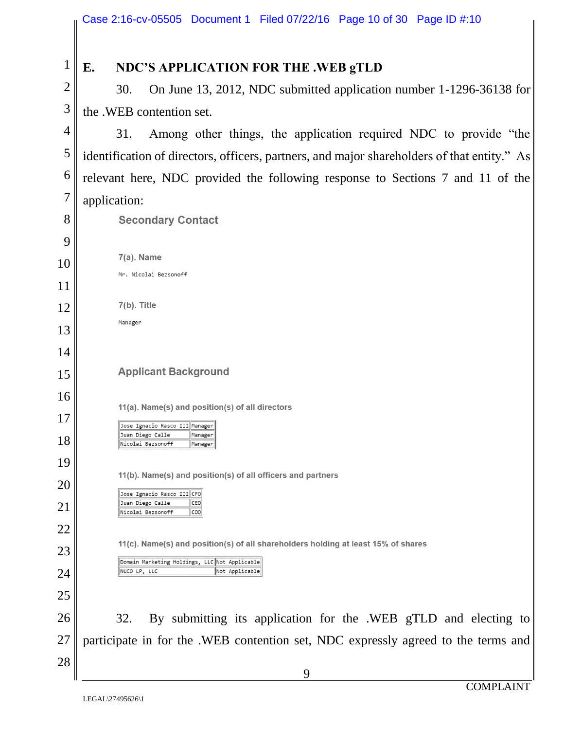## E. NDC'S APPLICATION FOR THE .WEB gTLD

30. On June 13, 2012, NDC submitted application number 1-1296-36138 for the .WEB contention set.

31. Among other things, the application required NDC to provide "the identification of directors, officers, partners, and major shareholders of that entity." As relevant here, NDC provided the following response to Sections 7 and 11 of the application:

### Secondary Contact

**7(a). Name**

Mr. Nicolai Bezsonoff

**7(b). Title**

Manager

### Applicant Background

**11(a). Name(s) and position(s) of all directors**

| | |
|---|---|
| Jose Ignacio Rasco III | Manager |
| Juan Diego Calle | Manager |
| Nicolai Bezsonoff | Manager |

**11(b). Name(s) and position(s) of all officers and partners**

| | |
|---|---|
| Jose Ignacio Rasco III | CFO |
| Juan Diego Calle | CEO |
| Nicolai Bezsonoff | COO |

**11(c). Name(s) and position(s) of all shareholders holding at least 15% of shares**

| | |
|---|---|
| Domain Marketing Holdings, LLC | Not Applicable |
| NUCO LP, LLC | Not Applicable |

32. By submitting its application for the .WEB gTLD and electing to participate in for the .WEB contention set, NDC expressly agreed to the terms and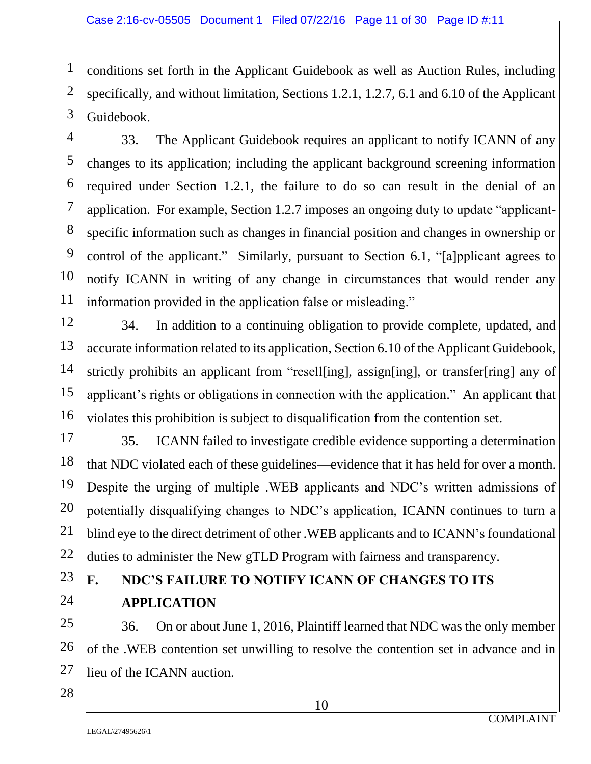conditions set forth in the Applicant Guidebook as well as Auction Rules, including specifically, and without limitation, Sections 1.2.1, 1.2.7, 6.1 and 6.10 of the Applicant Guidebook.

33. The Applicant Guidebook requires an applicant to notify ICANN of any changes to its application; including the applicant background screening information required under Section 1.2.1, the failure to do so can result in the denial of an application. For example, Section 1.2.7 imposes an ongoing duty to update "applicant-specific information such as changes in financial position and changes in ownership or control of the applicant." Similarly, pursuant to Section 6.1, "[a]pplicant agrees to notify ICANN in writing of any change in circumstances that would render any information provided in the application false or misleading."

34. In addition to a continuing obligation to provide complete, updated, and accurate information related to its application, Section 6.10 of the Applicant Guidebook, strictly prohibits an applicant from "resell[ing], assign[ing], or transfer[ring] any of applicant's rights or obligations in connection with the application." An applicant that violates this prohibition is subject to disqualification from the contention set.

35. ICANN failed to investigate credible evidence supporting a determination that NDC violated each of these guidelines—evidence that it has held for over a month. Despite the urging of multiple .WEB applicants and NDC's written admissions of potentially disqualifying changes to NDC's application, ICANN continues to turn a blind eye to the direct detriment of other .WEB applicants and to ICANN's foundational duties to administer the New gTLD Program with fairness and transparency.

## F. NDC'S FAILURE TO NOTIFY ICANN OF CHANGES TO ITS APPLICATION

36. On or about June 1, 2016, Plaintiff learned that NDC was the only member of the .WEB contention set unwilling to resolve the contention set in advance and in lieu of the ICANN auction.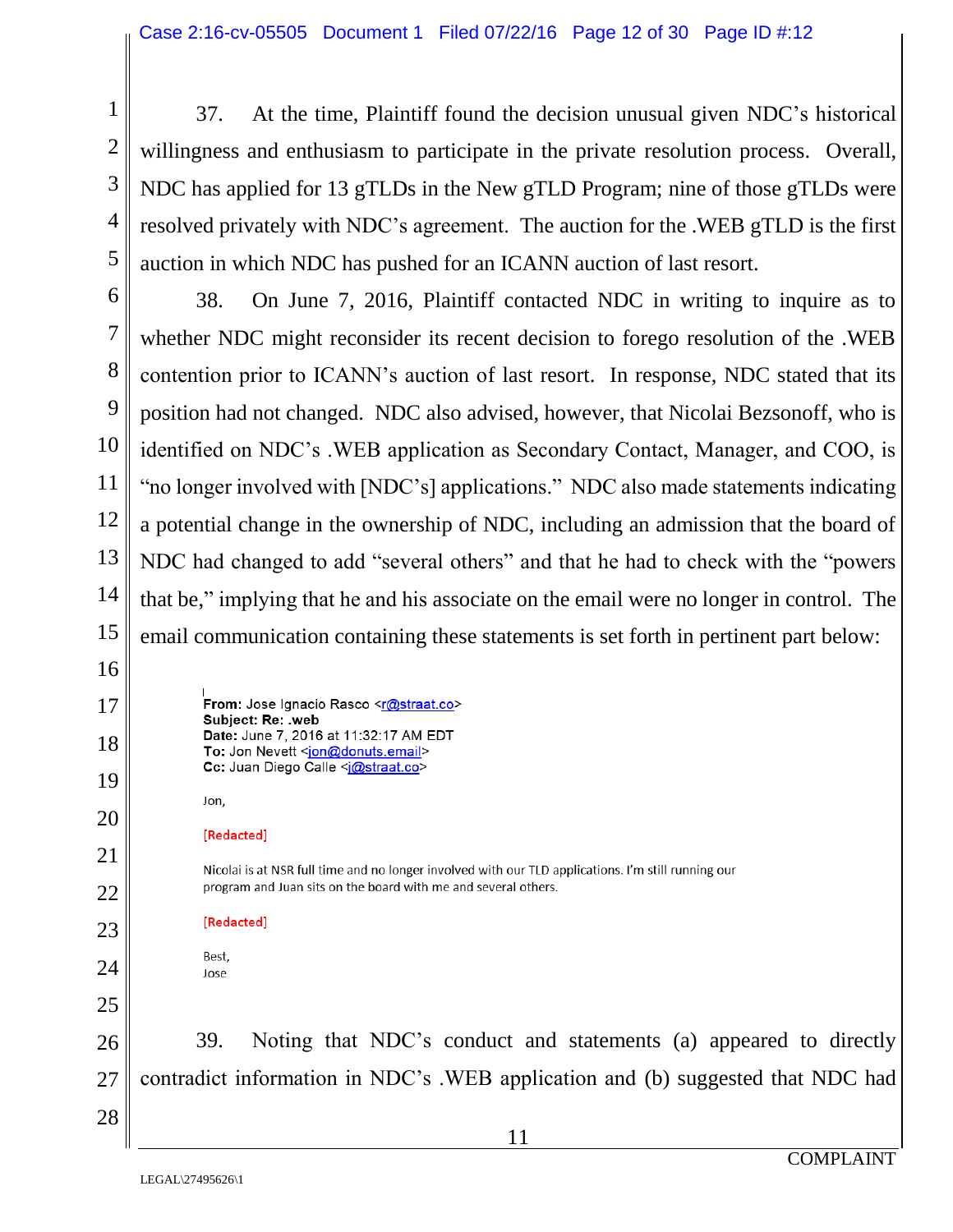37. At the time, Plaintiff found the decision unusual given NDC's historical willingness and enthusiasm to participate in the private resolution process. Overall, NDC has applied for 13 gTLDs in the New gTLD Program; nine of those gTLDs were resolved privately with NDC's agreement. The auction for the .WEB gTLD is the first auction in which NDC has pushed for an ICANN auction of last resort.

38. On June 7, 2016, Plaintiff contacted NDC in writing to inquire as to whether NDC might reconsider its recent decision to forego resolution of the .WEB contention prior to ICANN's auction of last resort. In response, NDC stated that its position had not changed. NDC also advised, however, that Nicolai Bezsonoff, who is identified on NDC's .WEB application as Secondary Contact, Manager, and COO, is "no longer involved with [NDC's] applications." NDC also made statements indicating a potential change in the ownership of NDC, including an admission that the board of NDC had changed to add "several others" and that he had to check with the "powers that be," implying that he and his associate on the email were no longer in control. The email communication containing these statements is set forth in pertinent part below:

> **From:** Jose Ignacio Rasco <r@straat.co>
> **Subject: Re: .web**
> **Date:** June 7, 2016 at 11:32:17 AM EDT
> **To:** Jon Nevett <jon@donuts.email>
> **Cc:** Juan Diego Calle <j@straat.co>
>
> Jon,
>
> [Redacted]
>
> Nicolai is at NSR full time and no longer involved with our TLD applications. I'm still running our program and Juan sits on the board with me and several others.
>
> [Redacted]
>
> Best,
> Jose

39. Noting that NDC's conduct and statements (a) appeared to directly contradict information in NDC's .WEB application and (b) suggested that NDC had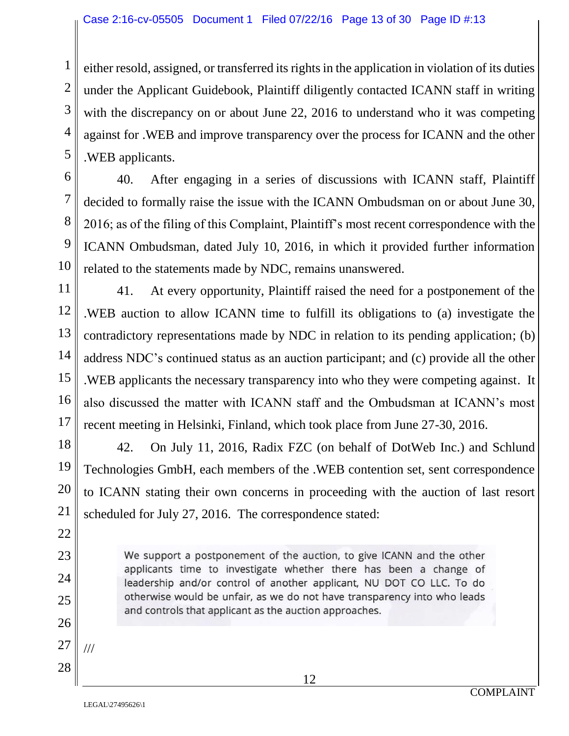either resold, assigned, or transferred its rights in the application in violation of its duties under the Applicant Guidebook, Plaintiff diligently contacted ICANN staff in writing with the discrepancy on or about June 22, 2016 to understand who it was competing against for .WEB and improve transparency over the process for ICANN and the other .WEB applicants.

40. After engaging in a series of discussions with ICANN staff, Plaintiff decided to formally raise the issue with the ICANN Ombudsman on or about June 30, 2016; as of the filing of this Complaint, Plaintiff's most recent correspondence with the ICANN Ombudsman, dated July 10, 2016, in which it provided further information related to the statements made by NDC, remains unanswered.

41. At every opportunity, Plaintiff raised the need for a postponement of the .WEB auction to allow ICANN time to fulfill its obligations to (a) investigate the contradictory representations made by NDC in relation to its pending application; (b) address NDC's continued status as an auction participant; and (c) provide all the other .WEB applicants the necessary transparency into who they were competing against. It also discussed the matter with ICANN staff and the Ombudsman at ICANN's most recent meeting in Helsinki, Finland, which took place from June 27-30, 2016.

42. On July 11, 2016, Radix FZC (on behalf of DotWeb Inc.) and Schlund Technologies GmbH, each members of the .WEB contention set, sent correspondence to ICANN stating their own concerns in proceeding with the auction of last resort scheduled for July 27, 2016. The correspondence stated:

> We support a postponement of the auction, to give ICANN and the other applicants time to investigate whether there has been a change of leadership and/or control of another applicant, NU DOT CO LLC. To do otherwise would be unfair, as we do not have transparency into who leads and controls that applicant as the auction approaches.

///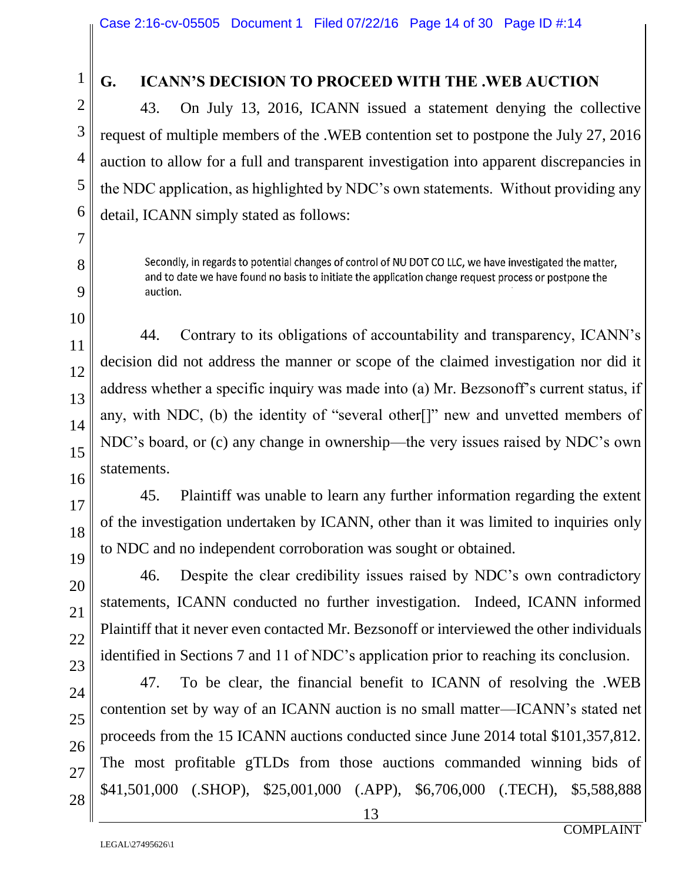## G. ICANN'S DECISION TO PROCEED WITH THE .WEB AUCTION

43. On July 13, 2016, ICANN issued a statement denying the collective request of multiple members of the .WEB contention set to postpone the July 27, 2016 auction to allow for a full and transparent investigation into apparent discrepancies in the NDC application, as highlighted by NDC's own statements. Without providing any detail, ICANN simply stated as follows:

> Secondly, in regards to potential changes of control of NU DOT CO LLC, we have investigated the matter, and to date we have found no basis to initiate the application change request process or postpone the auction.

44. Contrary to its obligations of accountability and transparency, ICANN's decision did not address the manner or scope of the claimed investigation nor did it address whether a specific inquiry was made into (a) Mr. Bezsonoff's current status, if any, with NDC, (b) the identity of "several other[]" new and unvetted members of NDC's board, or (c) any change in ownership—the very issues raised by NDC's own statements.

45. Plaintiff was unable to learn any further information regarding the extent of the investigation undertaken by ICANN, other than it was limited to inquiries only to NDC and no independent corroboration was sought or obtained.

46. Despite the clear credibility issues raised by NDC's own contradictory statements, ICANN conducted no further investigation. Indeed, ICANN informed Plaintiff that it never even contacted Mr. Bezsonoff or interviewed the other individuals identified in Sections 7 and 11 of NDC's application prior to reaching its conclusion.

47. To be clear, the financial benefit to ICANN of resolving the .WEB contention set by way of an ICANN auction is no small matter—ICANN's stated net proceeds from the 15 ICANN auctions conducted since June 2014 total $101,357,812. The most profitable gTLDs from those auctions commanded winning bids of $41,501,000 (.SHOP), $25,001,000 (.APP), $6,706,000 (.TECH), $5,588,888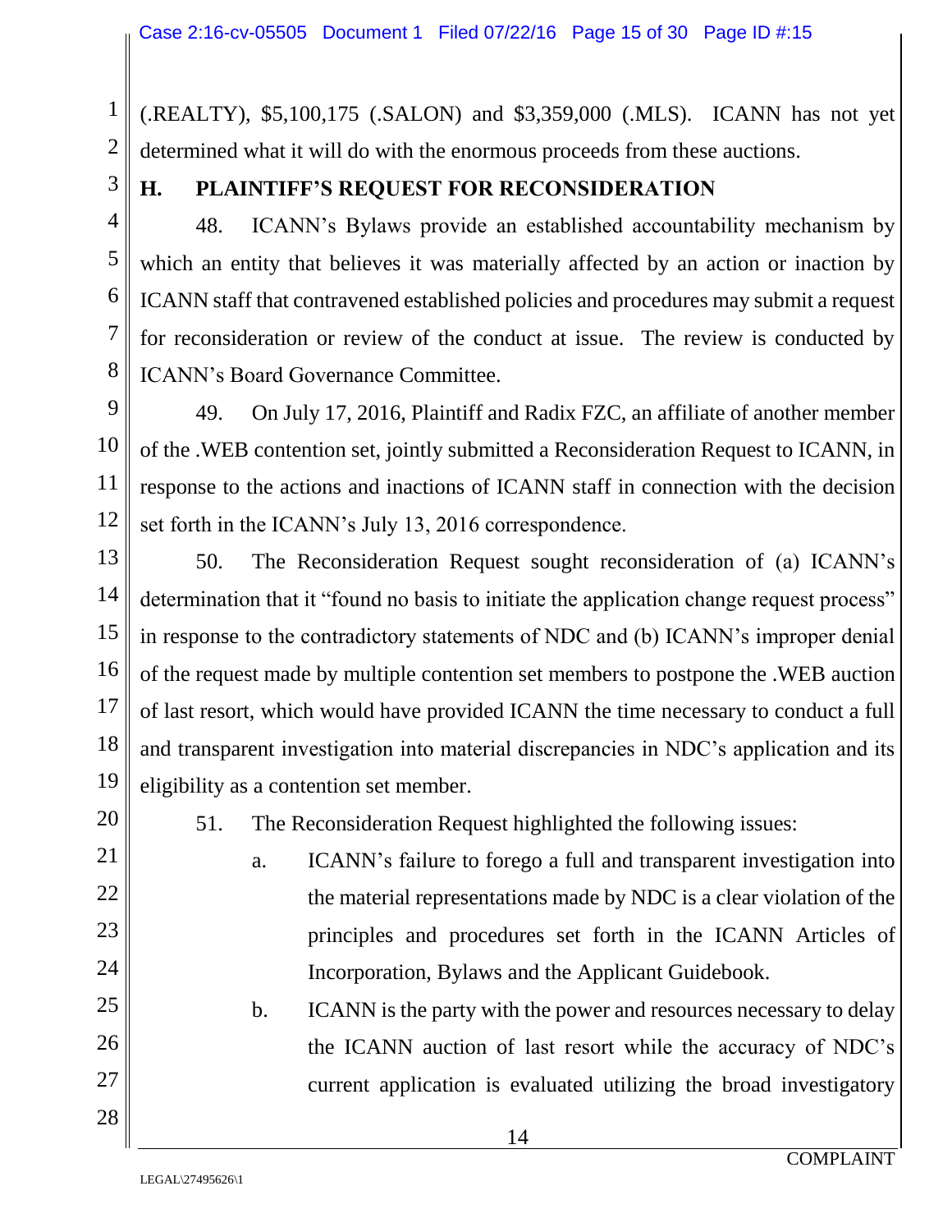(.REALTY), $5,100,175 (.SALON) and $3,359,000 (.MLS). ICANN has not yet determined what it will do with the enormous proceeds from these auctions.

### H. PLAINTIFF'S REQUEST FOR RECONSIDERATION

48. ICANN's Bylaws provide an established accountability mechanism by which an entity that believes it was materially affected by an action or inaction by ICANN staff that contravened established policies and procedures may submit a request for reconsideration or review of the conduct at issue. The review is conducted by ICANN's Board Governance Committee.

49. On July 17, 2016, Plaintiff and Radix FZC, an affiliate of another member of the .WEB contention set, jointly submitted a Reconsideration Request to ICANN, in response to the actions and inactions of ICANN staff in connection with the decision set forth in the ICANN's July 13, 2016 correspondence.

50. The Reconsideration Request sought reconsideration of (a) ICANN's determination that it "found no basis to initiate the application change request process" in response to the contradictory statements of NDC and (b) ICANN's improper denial of the request made by multiple contention set members to postpone the .WEB auction of last resort, which would have provided ICANN the time necessary to conduct a full and transparent investigation into material discrepancies in NDC's application and its eligibility as a contention set member.

51. The Reconsideration Request highlighted the following issues:

a. ICANN's failure to forego a full and transparent investigation into the material representations made by NDC is a clear violation of the principles and procedures set forth in the ICANN Articles of Incorporation, Bylaws and the Applicant Guidebook.

b. ICANN is the party with the power and resources necessary to delay the ICANN auction of last resort while the accuracy of NDC's current application is evaluated utilizing the broad investigatory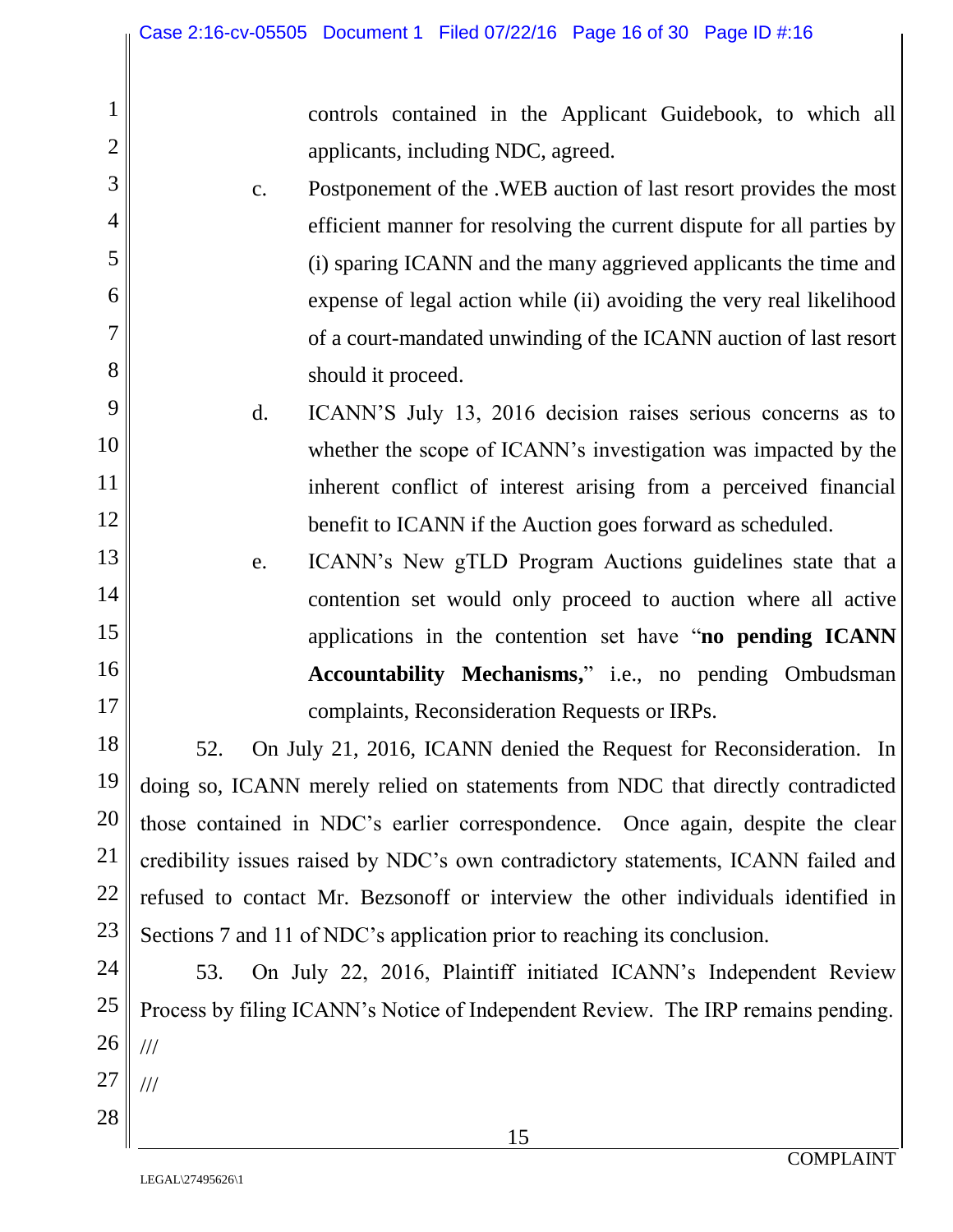controls contained in the Applicant Guidebook, to which all applicants, including NDC, agreed.

c. Postponement of the .WEB auction of last resort provides the most efficient manner for resolving the current dispute for all parties by (i) sparing ICANN and the many aggrieved applicants the time and expense of legal action while (ii) avoiding the very real likelihood of a court-mandated unwinding of the ICANN auction of last resort should it proceed.

d. ICANN'S July 13, 2016 decision raises serious concerns as to whether the scope of ICANN's investigation was impacted by the inherent conflict of interest arising from a perceived financial benefit to ICANN if the Auction goes forward as scheduled.

e. ICANN's New gTLD Program Auctions guidelines state that a contention set would only proceed to auction where all active applications in the contention set have "**no pending ICANN Accountability Mechanisms,**" i.e., no pending Ombudsman complaints, Reconsideration Requests or IRPs.

52. On July 21, 2016, ICANN denied the Request for Reconsideration. In doing so, ICANN merely relied on statements from NDC that directly contradicted those contained in NDC's earlier correspondence. Once again, despite the clear credibility issues raised by NDC's own contradictory statements, ICANN failed and refused to contact Mr. Bezsonoff or interview the other individuals identified in Sections 7 and 11 of NDC's application prior to reaching its conclusion.

53. On July 22, 2016, Plaintiff initiated ICANN's Independent Review Process by filing ICANN's Notice of Independent Review. The IRP remains pending.

///

///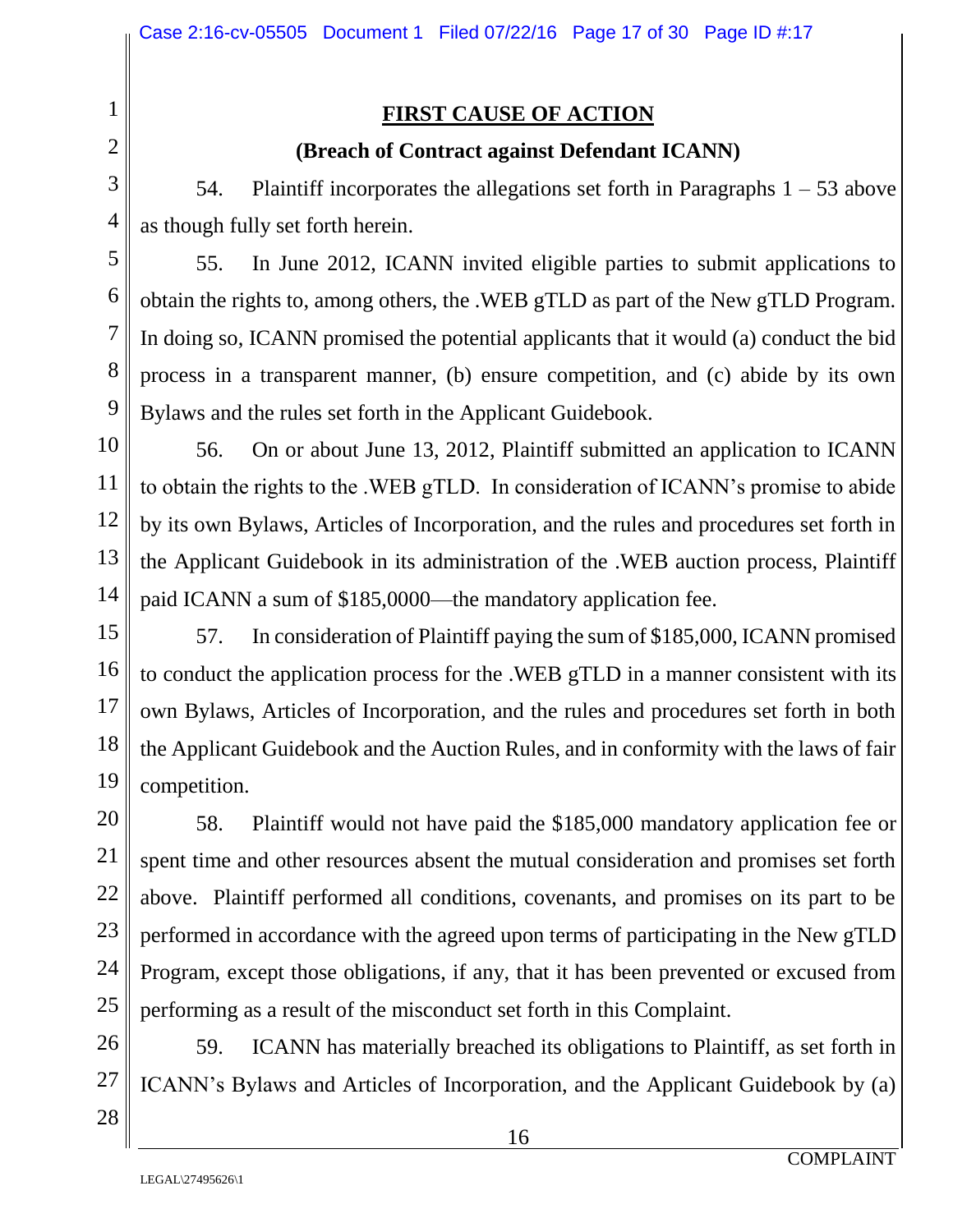## FIRST CAUSE OF ACTION

### (Breach of Contract against Defendant ICANN)

54. Plaintiff incorporates the allegations set forth in Paragraphs 1 – 53 above as though fully set forth herein.

55. In June 2012, ICANN invited eligible parties to submit applications to obtain the rights to, among others, the .WEB gTLD as part of the New gTLD Program. In doing so, ICANN promised the potential applicants that it would (a) conduct the bid process in a transparent manner, (b) ensure competition, and (c) abide by its own Bylaws and the rules set forth in the Applicant Guidebook.

56. On or about June 13, 2012, Plaintiff submitted an application to ICANN to obtain the rights to the .WEB gTLD. In consideration of ICANN's promise to abide by its own Bylaws, Articles of Incorporation, and the rules and procedures set forth in the Applicant Guidebook in its administration of the .WEB auction process, Plaintiff paid ICANN a sum of $185,0000—the mandatory application fee.

57. In consideration of Plaintiff paying the sum of $185,000, ICANN promised to conduct the application process for the .WEB gTLD in a manner consistent with its own Bylaws, Articles of Incorporation, and the rules and procedures set forth in both the Applicant Guidebook and the Auction Rules, and in conformity with the laws of fair competition.

58. Plaintiff would not have paid the $185,000 mandatory application fee or spent time and other resources absent the mutual consideration and promises set forth above. Plaintiff performed all conditions, covenants, and promises on its part to be performed in accordance with the agreed upon terms of participating in the New gTLD Program, except those obligations, if any, that it has been prevented or excused from performing as a result of the misconduct set forth in this Complaint.

59. ICANN has materially breached its obligations to Plaintiff, as set forth in ICANN's Bylaws and Articles of Incorporation, and the Applicant Guidebook by (a)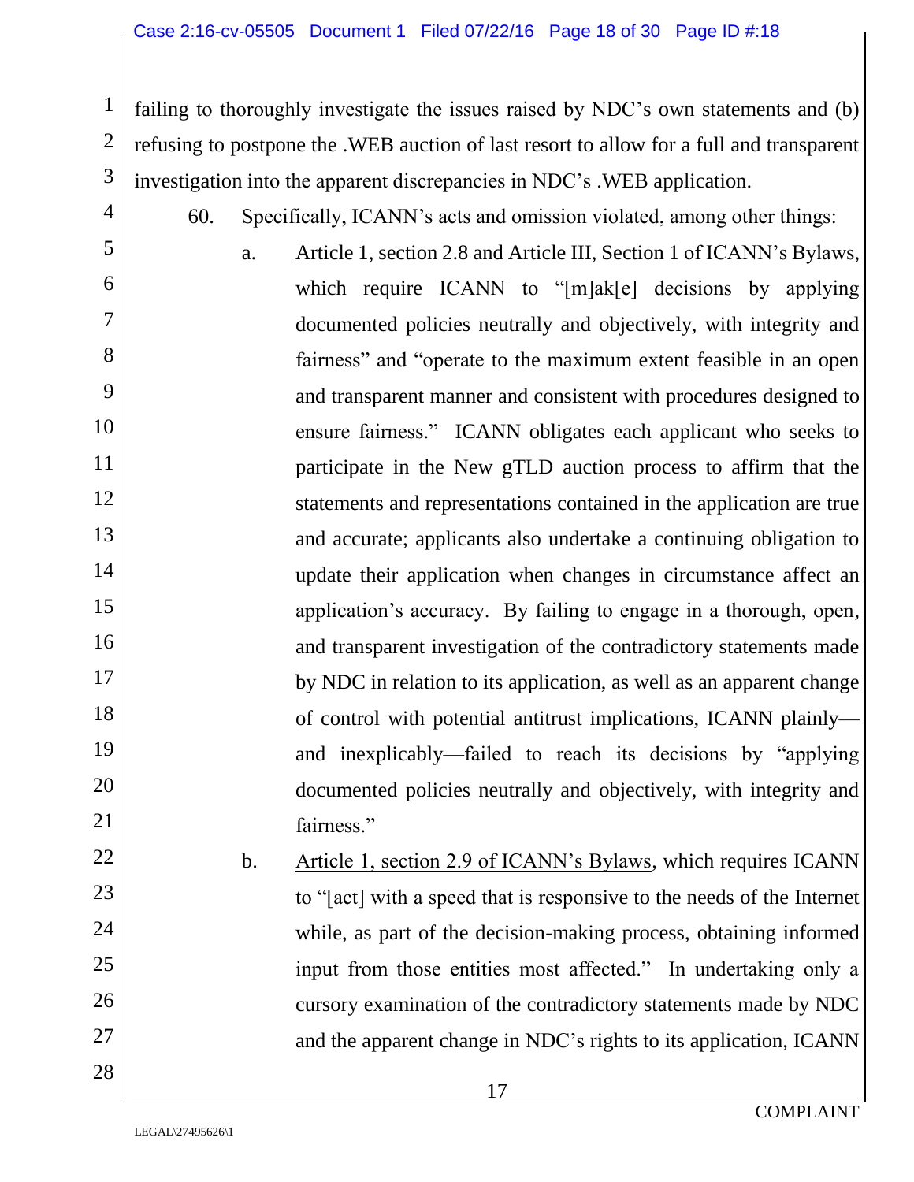failing to thoroughly investigate the issues raised by NDC's own statements and (b) refusing to postpone the .WEB auction of last resort to allow for a full and transparent investigation into the apparent discrepancies in NDC's .WEB application.

60. Specifically, ICANN's acts and omission violated, among other things:

a. Article 1, section 2.8 and Article III, Section 1 of ICANN's Bylaws, which require ICANN to "[m]ak[e] decisions by applying documented policies neutrally and objectively, with integrity and fairness" and "operate to the maximum extent feasible in an open and transparent manner and consistent with procedures designed to ensure fairness." ICANN obligates each applicant who seeks to participate in the New gTLD auction process to affirm that the statements and representations contained in the application are true and accurate; applicants also undertake a continuing obligation to update their application when changes in circumstance affect an application's accuracy. By failing to engage in a thorough, open, and transparent investigation of the contradictory statements made by NDC in relation to its application, as well as an apparent change of control with potential antitrust implications, ICANN plainly—and inexplicably—failed to reach its decisions by "applying documented policies neutrally and objectively, with integrity and fairness."

b. Article 1, section 2.9 of ICANN's Bylaws, which requires ICANN to "[act] with a speed that is responsive to the needs of the Internet while, as part of the decision-making process, obtaining informed input from those entities most affected." In undertaking only a cursory examination of the contradictory statements made by NDC and the apparent change in NDC's rights to its application, ICANN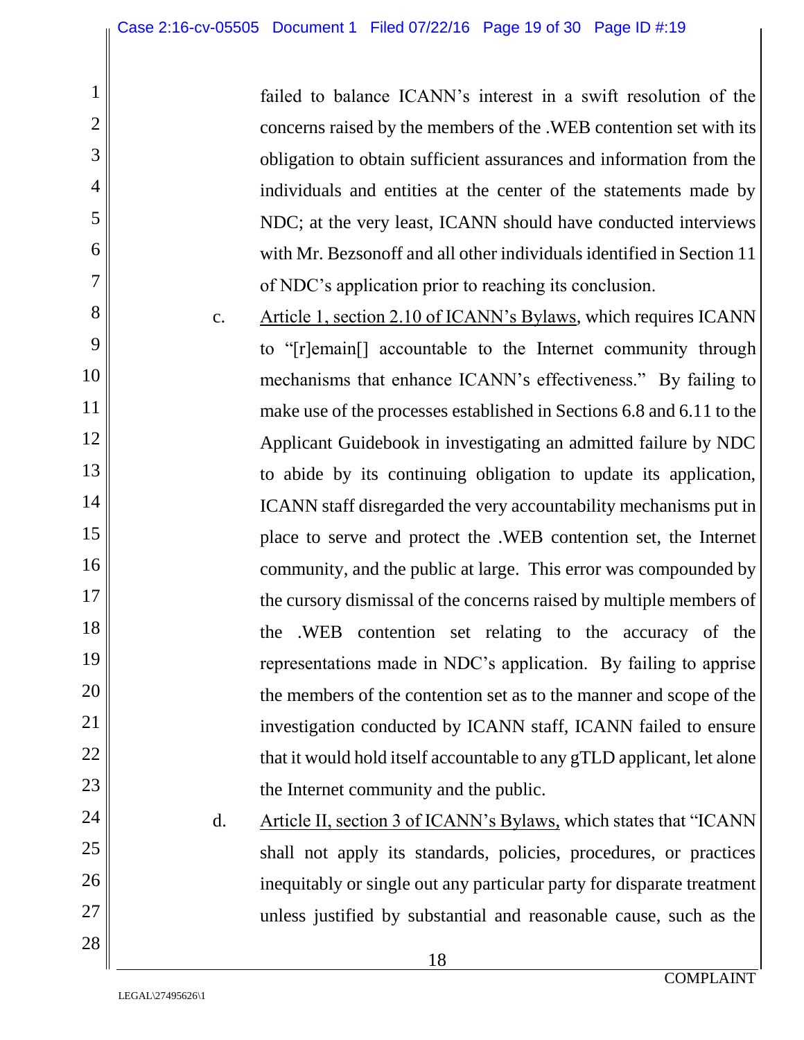failed to balance ICANN's interest in a swift resolution of the concerns raised by the members of the .WEB contention set with its obligation to obtain sufficient assurances and information from the individuals and entities at the center of the statements made by NDC; at the very least, ICANN should have conducted interviews with Mr. Bezsonoff and all other individuals identified in Section 11 of NDC's application prior to reaching its conclusion.

c. Article 1, section 2.10 of ICANN's Bylaws, which requires ICANN to "[r]emain[] accountable to the Internet community through mechanisms that enhance ICANN's effectiveness." By failing to make use of the processes established in Sections 6.8 and 6.11 to the Applicant Guidebook in investigating an admitted failure by NDC to abide by its continuing obligation to update its application, ICANN staff disregarded the very accountability mechanisms put in place to serve and protect the .WEB contention set, the Internet community, and the public at large. This error was compounded by the cursory dismissal of the concerns raised by multiple members of the .WEB contention set relating to the accuracy of the representations made in NDC's application. By failing to apprise the members of the contention set as to the manner and scope of the investigation conducted by ICANN staff, ICANN failed to ensure that it would hold itself accountable to any gTLD applicant, let alone the Internet community and the public.

d. Article II, section 3 of ICANN's Bylaws, which states that "ICANN shall not apply its standards, policies, procedures, or practices inequitably or single out any particular party for disparate treatment unless justified by substantial and reasonable cause, such as the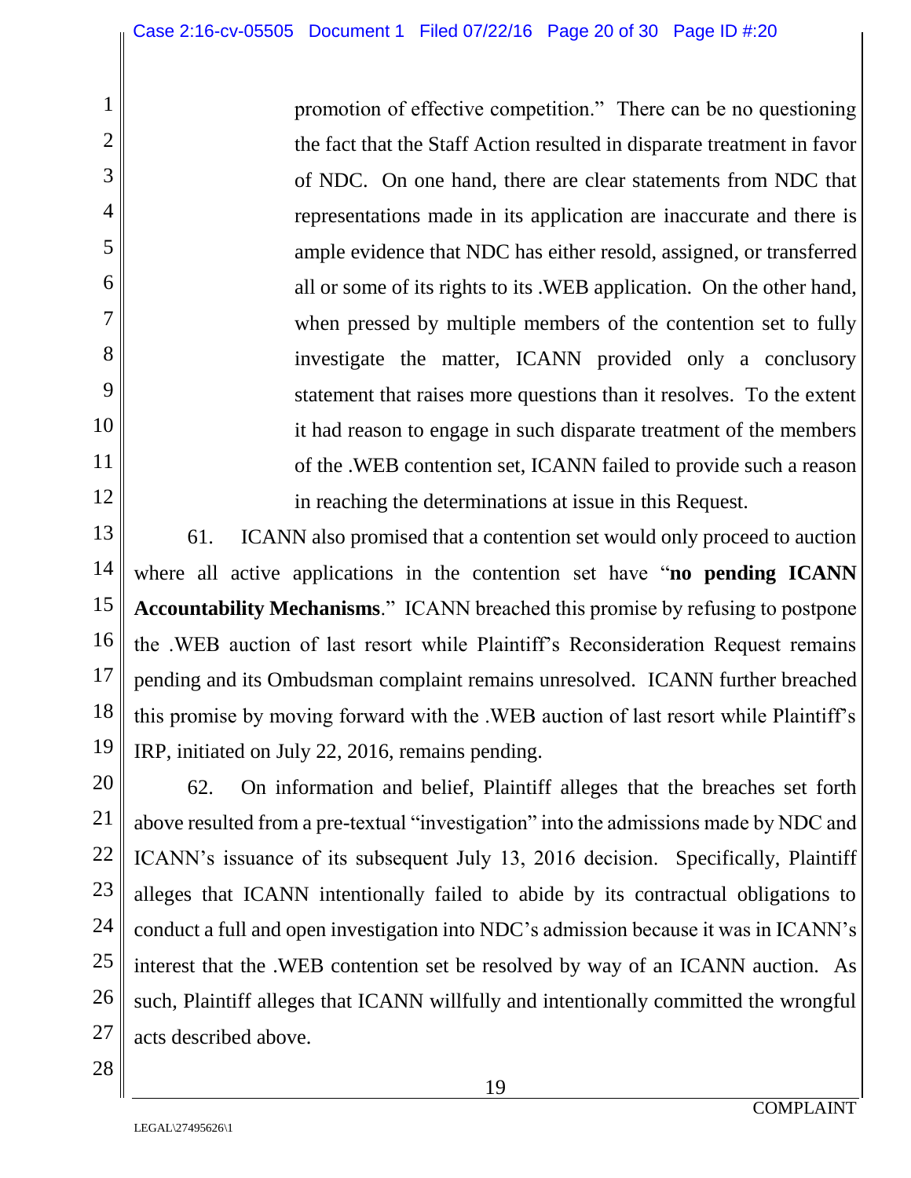promotion of effective competition." There can be no questioning the fact that the Staff Action resulted in disparate treatment in favor of NDC. On one hand, there are clear statements from NDC that representations made in its application are inaccurate and there is ample evidence that NDC has either resold, assigned, or transferred all or some of its rights to its .WEB application. On the other hand, when pressed by multiple members of the contention set to fully investigate the matter, ICANN provided only a conclusory statement that raises more questions than it resolves. To the extent it had reason to engage in such disparate treatment of the members of the .WEB contention set, ICANN failed to provide such a reason in reaching the determinations at issue in this Request.

61. ICANN also promised that a contention set would only proceed to auction where all active applications in the contention set have "**no pending ICANN Accountability Mechanisms**." ICANN breached this promise by refusing to postpone the .WEB auction of last resort while Plaintiff's Reconsideration Request remains pending and its Ombudsman complaint remains unresolved. ICANN further breached this promise by moving forward with the .WEB auction of last resort while Plaintiff's IRP, initiated on July 22, 2016, remains pending.

62. On information and belief, Plaintiff alleges that the breaches set forth above resulted from a pre-textual "investigation" into the admissions made by NDC and ICANN's issuance of its subsequent July 13, 2016 decision. Specifically, Plaintiff alleges that ICANN intentionally failed to abide by its contractual obligations to conduct a full and open investigation into NDC's admission because it was in ICANN's interest that the .WEB contention set be resolved by way of an ICANN auction. As such, Plaintiff alleges that ICANN willfully and intentionally committed the wrongful acts described above.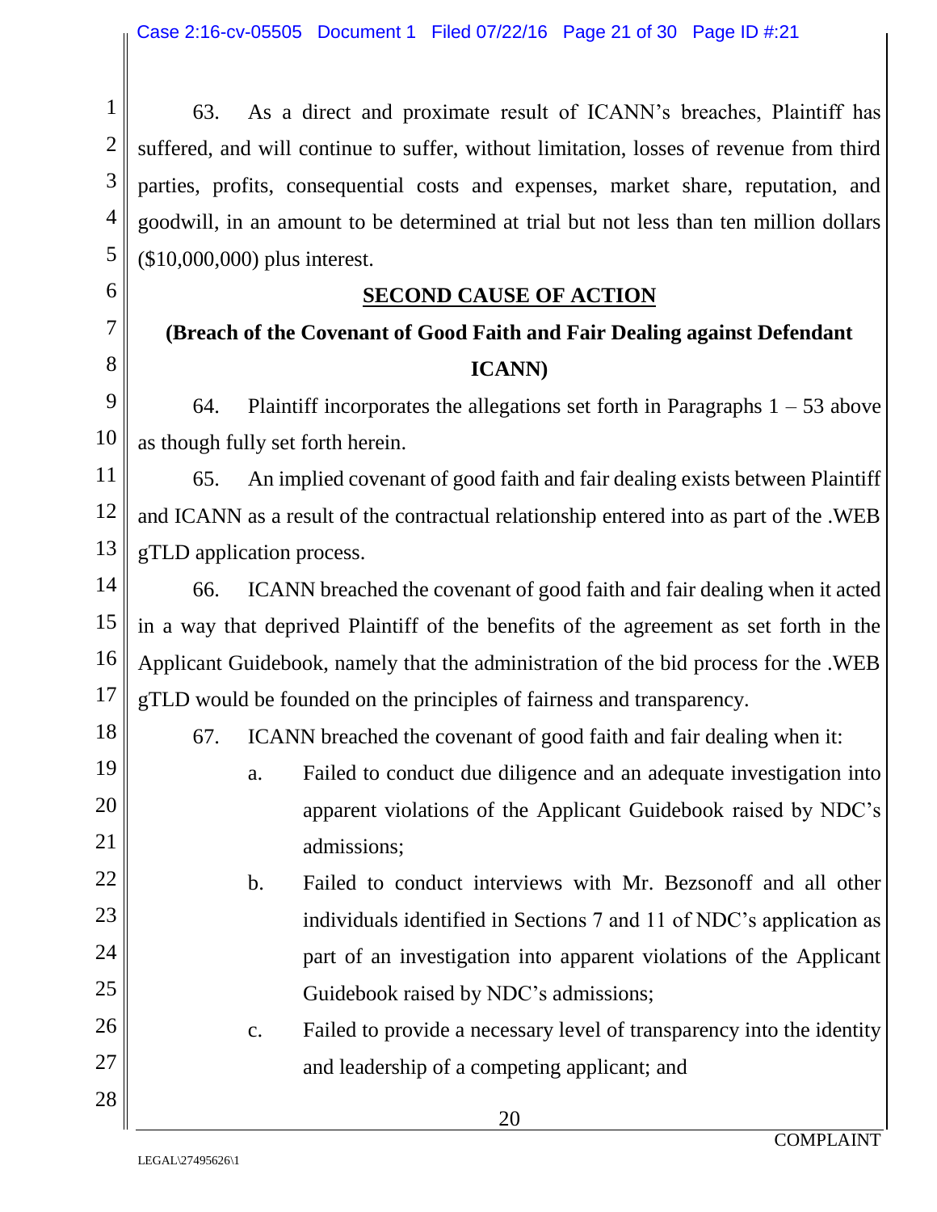63. As a direct and proximate result of ICANN's breaches, Plaintiff has suffered, and will continue to suffer, without limitation, losses of revenue from third parties, profits, consequential costs and expenses, market share, reputation, and goodwill, in an amount to be determined at trial but not less than ten million dollars ($10,000,000) plus interest.

## SECOND CAUSE OF ACTION

### (Breach of the Covenant of Good Faith and Fair Dealing against Defendant ICANN)

64. Plaintiff incorporates the allegations set forth in Paragraphs 1 – 53 above as though fully set forth herein.

65. An implied covenant of good faith and fair dealing exists between Plaintiff and ICANN as a result of the contractual relationship entered into as part of the .WEB gTLD application process.

66. ICANN breached the covenant of good faith and fair dealing when it acted in a way that deprived Plaintiff of the benefits of the agreement as set forth in the Applicant Guidebook, namely that the administration of the bid process for the .WEB gTLD would be founded on the principles of fairness and transparency.

67. ICANN breached the covenant of good faith and fair dealing when it:

a. Failed to conduct due diligence and an adequate investigation into apparent violations of the Applicant Guidebook raised by NDC's admissions;

b. Failed to conduct interviews with Mr. Bezsonoff and all other individuals identified in Sections 7 and 11 of NDC's application as part of an investigation into apparent violations of the Applicant Guidebook raised by NDC's admissions;

c. Failed to provide a necessary level of transparency into the identity and leadership of a competing applicant; and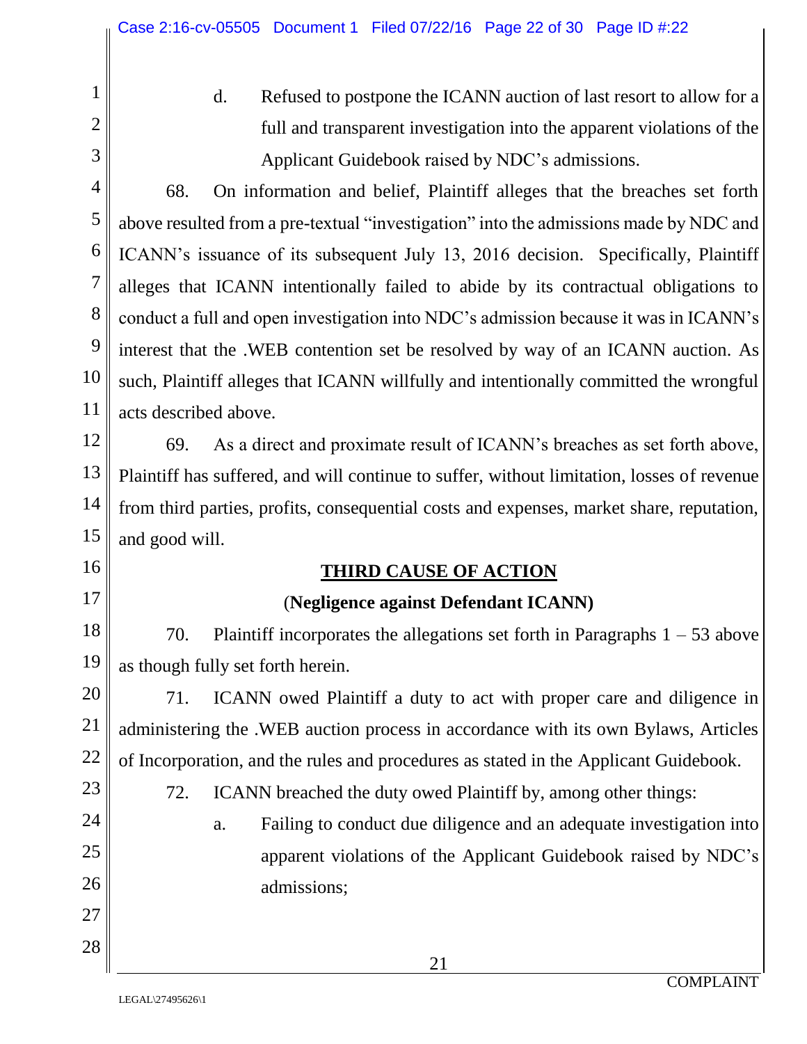d. Refused to postpone the ICANN auction of last resort to allow for a full and transparent investigation into the apparent violations of the Applicant Guidebook raised by NDC's admissions.

68. On information and belief, Plaintiff alleges that the breaches set forth above resulted from a pre-textual "investigation" into the admissions made by NDC and ICANN's issuance of its subsequent July 13, 2016 decision. Specifically, Plaintiff alleges that ICANN intentionally failed to abide by its contractual obligations to conduct a full and open investigation into NDC's admission because it was in ICANN's interest that the .WEB contention set be resolved by way of an ICANN auction. As such, Plaintiff alleges that ICANN willfully and intentionally committed the wrongful acts described above.

69. As a direct and proximate result of ICANN's breaches as set forth above, Plaintiff has suffered, and will continue to suffer, without limitation, losses of revenue from third parties, profits, consequential costs and expenses, market share, reputation, and good will.

## THIRD CAUSE OF ACTION

**(Negligence against Defendant ICANN)**

70. Plaintiff incorporates the allegations set forth in Paragraphs 1 – 53 above as though fully set forth herein.

71. ICANN owed Plaintiff a duty to act with proper care and diligence in administering the .WEB auction process in accordance with its own Bylaws, Articles of Incorporation, and the rules and procedures as stated in the Applicant Guidebook.

72. ICANN breached the duty owed Plaintiff by, among other things:

a. Failing to conduct due diligence and an adequate investigation into apparent violations of the Applicant Guidebook raised by NDC's admissions;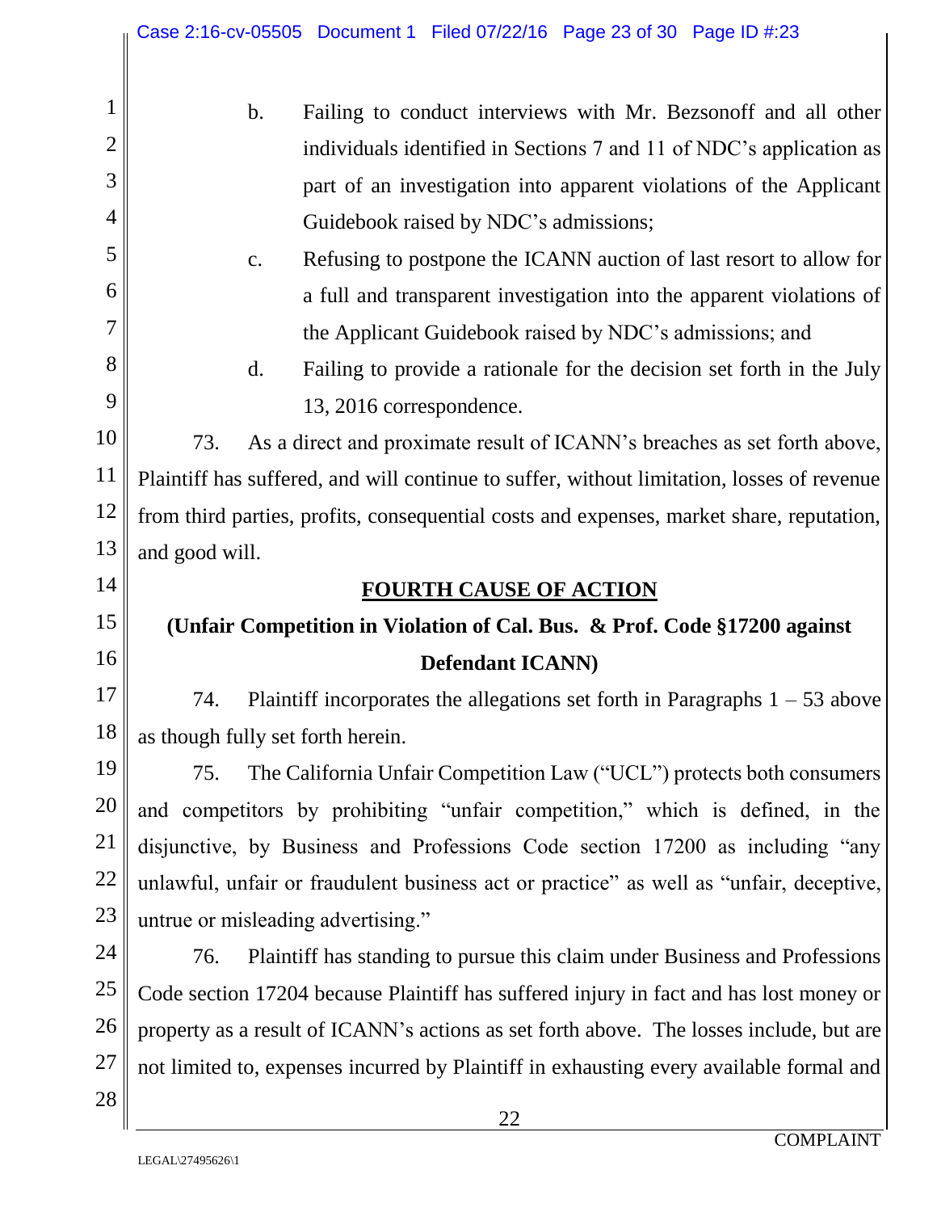b. Failing to conduct interviews with Mr. Bezsonoff and all other individuals identified in Sections 7 and 11 of NDC's application as part of an investigation into apparent violations of the Applicant Guidebook raised by NDC's admissions;

c. Refusing to postpone the ICANN auction of last resort to allow for a full and transparent investigation into the apparent violations of the Applicant Guidebook raised by NDC's admissions; and

d. Failing to provide a rationale for the decision set forth in the July 13, 2016 correspondence.

73. As a direct and proximate result of ICANN's breaches as set forth above, Plaintiff has suffered, and will continue to suffer, without limitation, losses of revenue from third parties, profits, consequential costs and expenses, market share, reputation, and good will.

## FOURTH CAUSE OF ACTION

**(Unfair Competition in Violation of Cal. Bus. & Prof. Code §17200 against Defendant ICANN)**

74. Plaintiff incorporates the allegations set forth in Paragraphs 1 – 53 above as though fully set forth herein.

75. The California Unfair Competition Law ("UCL") protects both consumers and competitors by prohibiting "unfair competition," which is defined, in the disjunctive, by Business and Professions Code section 17200 as including "any unlawful, unfair or fraudulent business act or practice" as well as "unfair, deceptive, untrue or misleading advertising."

76. Plaintiff has standing to pursue this claim under Business and Professions Code section 17204 because Plaintiff has suffered injury in fact and has lost money or property as a result of ICANN's actions as set forth above. The losses include, but are not limited to, expenses incurred by Plaintiff in exhausting every available formal and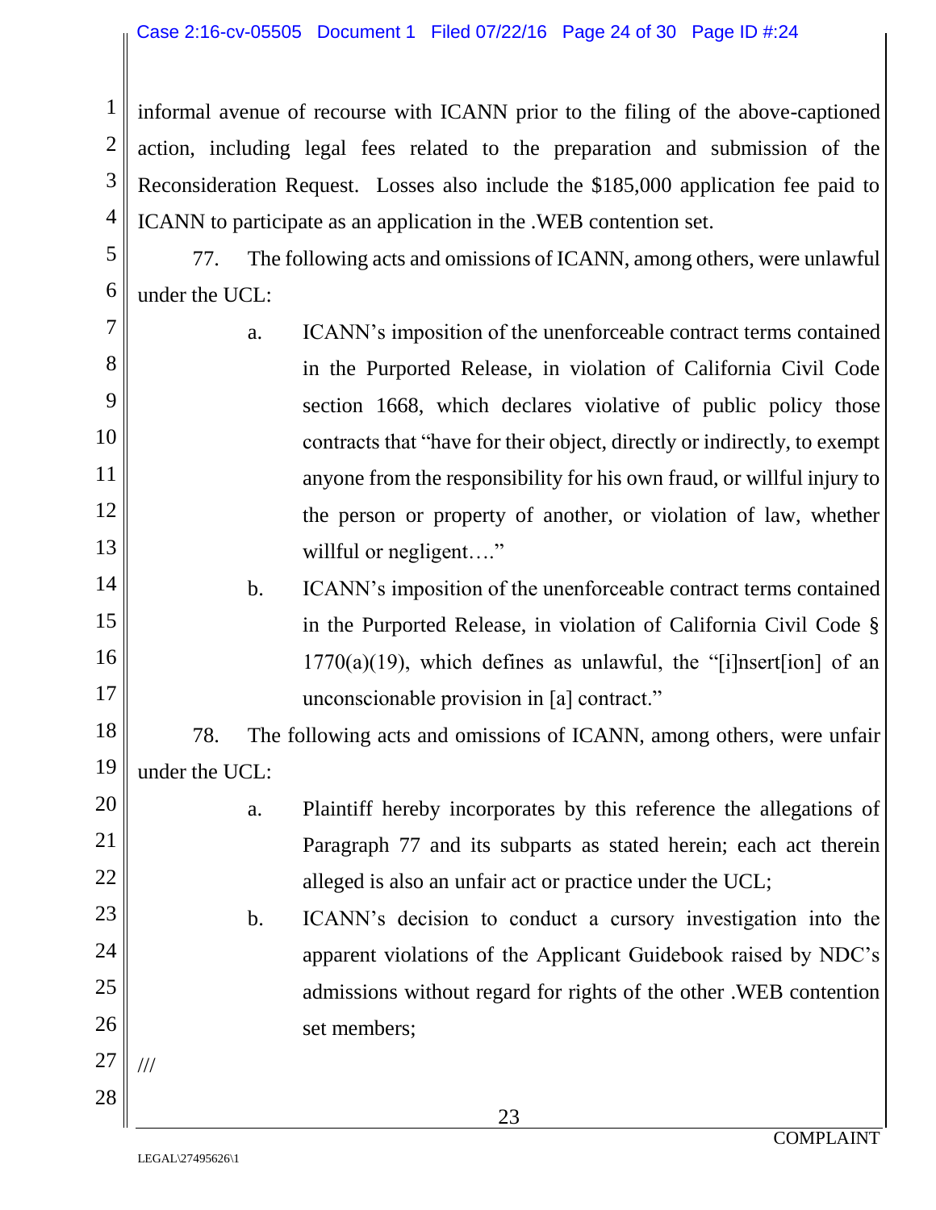informal avenue of recourse with ICANN prior to the filing of the above-captioned action, including legal fees related to the preparation and submission of the Reconsideration Request. Losses also include the $185,000 application fee paid to ICANN to participate as an application in the .WEB contention set.

77. The following acts and omissions of ICANN, among others, were unlawful under the UCL:

a. ICANN's imposition of the unenforceable contract terms contained in the Purported Release, in violation of California Civil Code section 1668, which declares violative of public policy those contracts that "have for their object, directly or indirectly, to exempt anyone from the responsibility for his own fraud, or willful injury to the person or property of another, or violation of law, whether willful or negligent…."

b. ICANN's imposition of the unenforceable contract terms contained in the Purported Release, in violation of California Civil Code § 1770(a)(19), which defines as unlawful, the "[i]nsert[ion] of an unconscionable provision in [a] contract."

78. The following acts and omissions of ICANN, among others, were unfair under the UCL:

a. Plaintiff hereby incorporates by this reference the allegations of Paragraph 77 and its subparts as stated herein; each act therein alleged is also an unfair act or practice under the UCL;

b. ICANN's decision to conduct a cursory investigation into the apparent violations of the Applicant Guidebook raised by NDC's admissions without regard for rights of the other .WEB contention set members;

///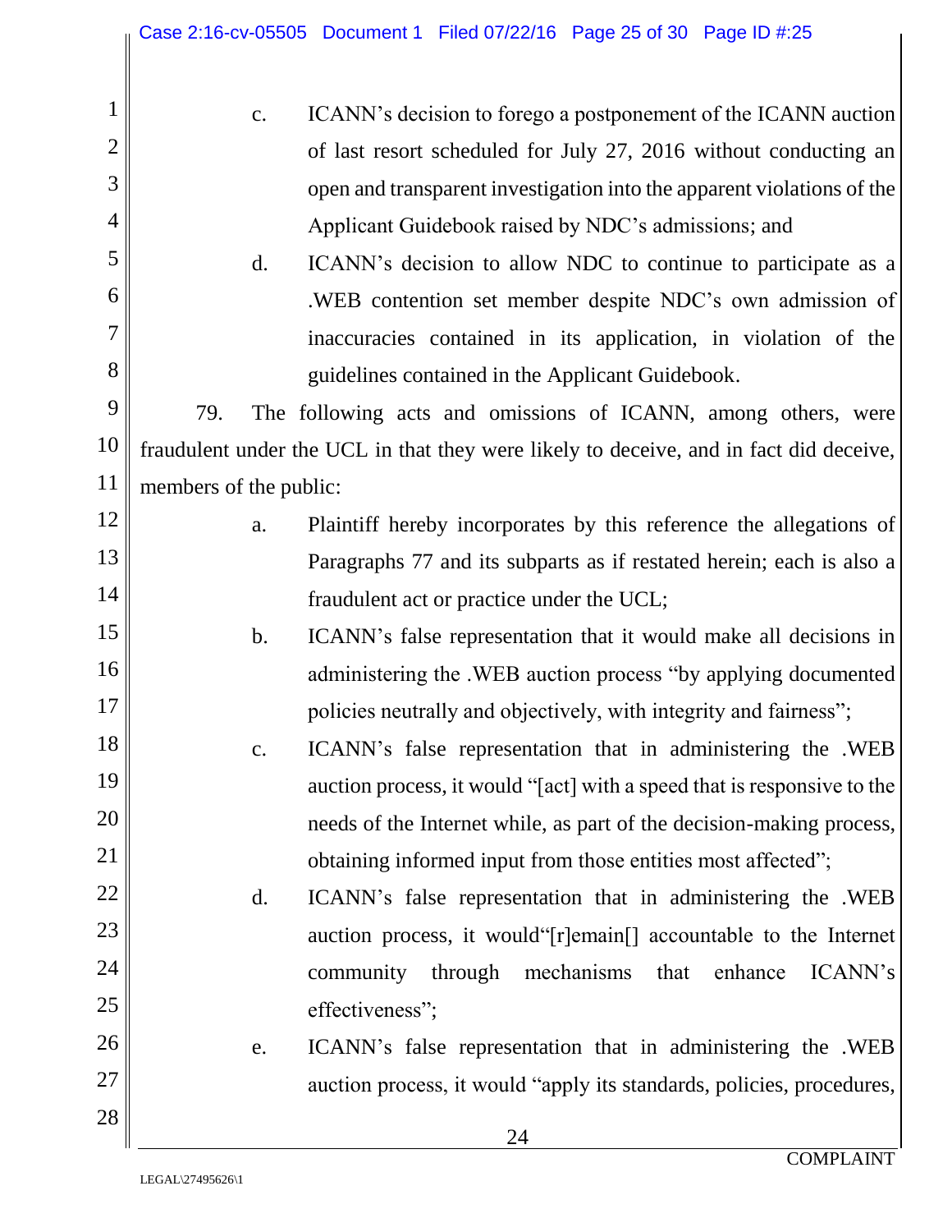c. ICANN's decision to forego a postponement of the ICANN auction of last resort scheduled for July 27, 2016 without conducting an open and transparent investigation into the apparent violations of the Applicant Guidebook raised by NDC's admissions; and

d. ICANN's decision to allow NDC to continue to participate as a .WEB contention set member despite NDC's own admission of inaccuracies contained in its application, in violation of the guidelines contained in the Applicant Guidebook.

79. The following acts and omissions of ICANN, among others, were fraudulent under the UCL in that they were likely to deceive, and in fact did deceive, members of the public:

a. Plaintiff hereby incorporates by this reference the allegations of Paragraphs 77 and its subparts as if restated herein; each is also a fraudulent act or practice under the UCL;

b. ICANN's false representation that it would make all decisions in administering the .WEB auction process "by applying documented policies neutrally and objectively, with integrity and fairness";

c. ICANN's false representation that in administering the .WEB auction process, it would "[act] with a speed that is responsive to the needs of the Internet while, as part of the decision-making process, obtaining informed input from those entities most affected";

d. ICANN's false representation that in administering the .WEB auction process, it would"[r]emain[] accountable to the Internet community through mechanisms that enhance ICANN's effectiveness";

e. ICANN's false representation that in administering the .WEB auction process, it would "apply its standards, policies, procedures,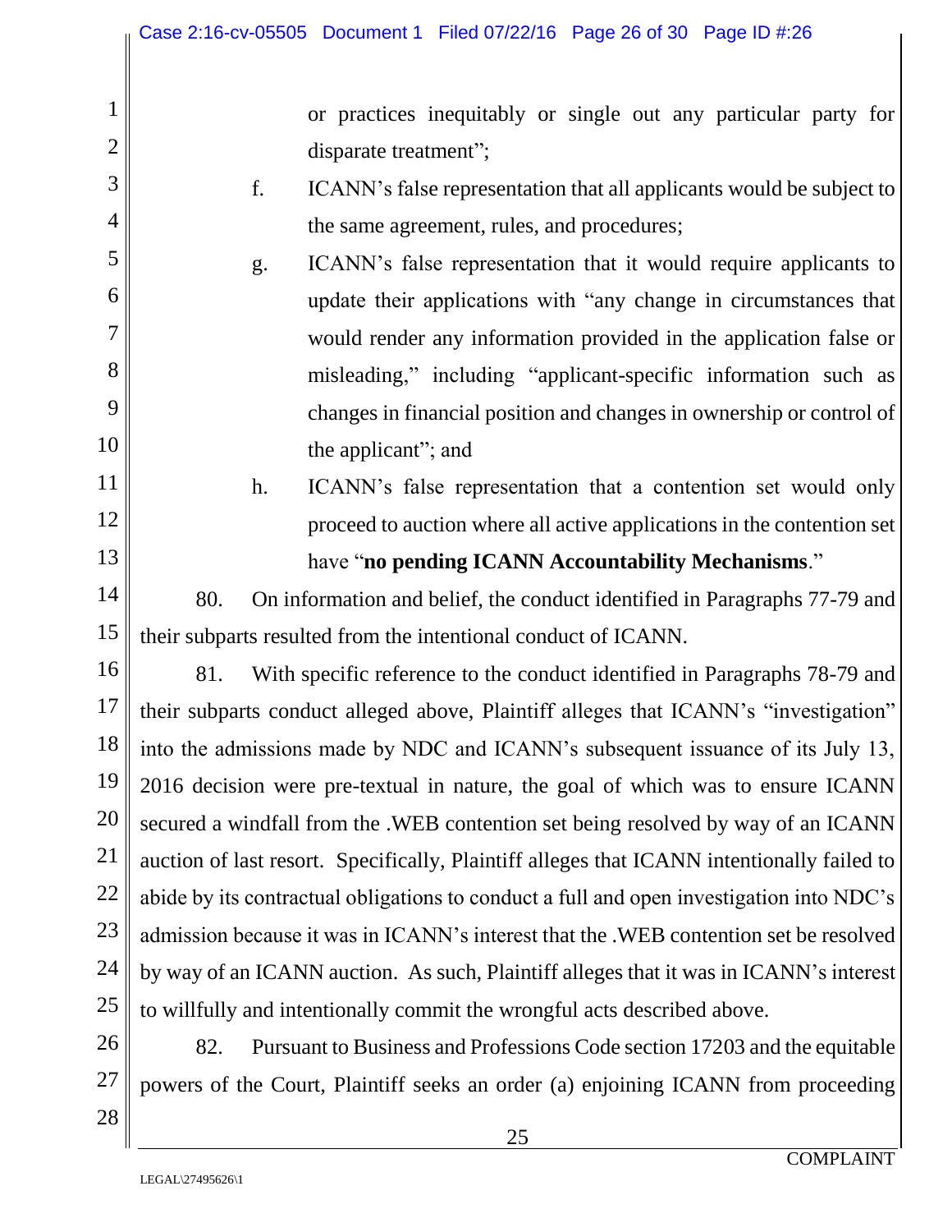or practices inequitably or single out any particular party for disparate treatment";

f. ICANN's false representation that all applicants would be subject to the same agreement, rules, and procedures;

g. ICANN's false representation that it would require applicants to update their applications with "any change in circumstances that would render any information provided in the application false or misleading," including "applicant-specific information such as changes in financial position and changes in ownership or control of the applicant"; and

h. ICANN's false representation that a contention set would only proceed to auction where all active applications in the contention set have "**no pending ICANN Accountability Mechanisms**."

80. On information and belief, the conduct identified in Paragraphs 77-79 and their subparts resulted from the intentional conduct of ICANN.

81. With specific reference to the conduct identified in Paragraphs 78-79 and their subparts conduct alleged above, Plaintiff alleges that ICANN's "investigation" into the admissions made by NDC and ICANN's subsequent issuance of its July 13, 2016 decision were pre-textual in nature, the goal of which was to ensure ICANN secured a windfall from the .WEB contention set being resolved by way of an ICANN auction of last resort. Specifically, Plaintiff alleges that ICANN intentionally failed to abide by its contractual obligations to conduct a full and open investigation into NDC's admission because it was in ICANN's interest that the .WEB contention set be resolved by way of an ICANN auction. As such, Plaintiff alleges that it was in ICANN's interest to willfully and intentionally commit the wrongful acts described above.

82. Pursuant to Business and Professions Code section 17203 and the equitable powers of the Court, Plaintiff seeks an order (a) enjoining ICANN from proceeding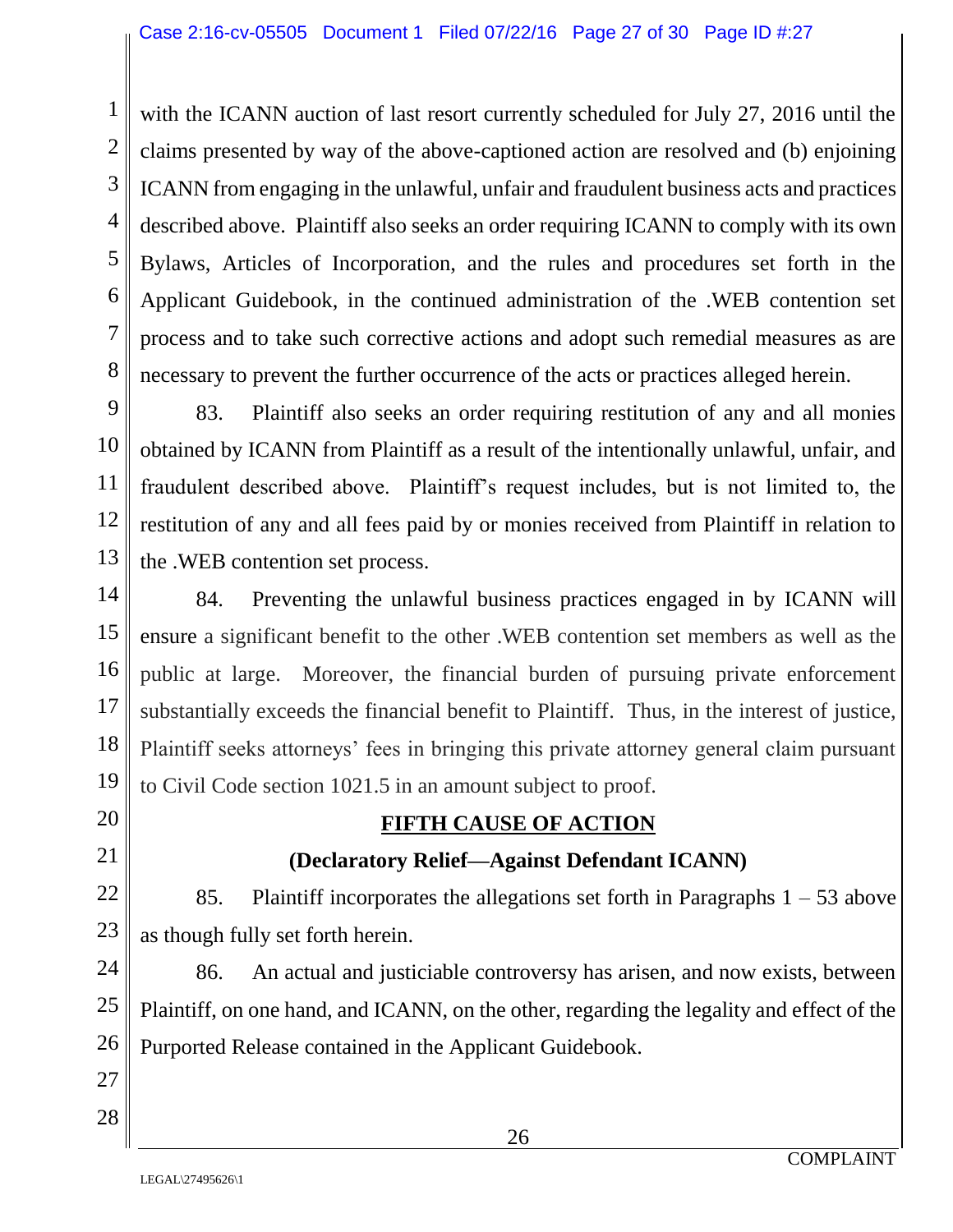with the ICANN auction of last resort currently scheduled for July 27, 2016 until the claims presented by way of the above-captioned action are resolved and (b) enjoining ICANN from engaging in the unlawful, unfair and fraudulent business acts and practices described above. Plaintiff also seeks an order requiring ICANN to comply with its own Bylaws, Articles of Incorporation, and the rules and procedures set forth in the Applicant Guidebook, in the continued administration of the .WEB contention set process and to take such corrective actions and adopt such remedial measures as are necessary to prevent the further occurrence of the acts or practices alleged herein.

83. Plaintiff also seeks an order requiring restitution of any and all monies obtained by ICANN from Plaintiff as a result of the intentionally unlawful, unfair, and fraudulent described above. Plaintiff's request includes, but is not limited to, the restitution of any and all fees paid by or monies received from Plaintiff in relation to the .WEB contention set process.

84. Preventing the unlawful business practices engaged in by ICANN will ensure a significant benefit to the other .WEB contention set members as well as the public at large. Moreover, the financial burden of pursuing private enforcement substantially exceeds the financial benefit to Plaintiff. Thus, in the interest of justice, Plaintiff seeks attorneys' fees in bringing this private attorney general claim pursuant to Civil Code section 1021.5 in an amount subject to proof.

## FIFTH CAUSE OF ACTION

### (Declaratory Relief—Against Defendant ICANN)

85. Plaintiff incorporates the allegations set forth in Paragraphs 1 – 53 above as though fully set forth herein.

86. An actual and justiciable controversy has arisen, and now exists, between Plaintiff, on one hand, and ICANN, on the other, regarding the legality and effect of the Purported Release contained in the Applicant Guidebook.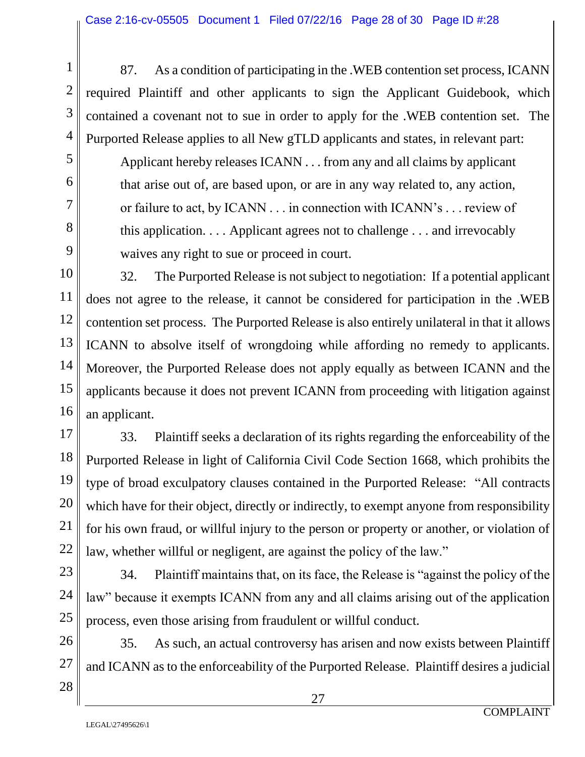87. As a condition of participating in the .WEB contention set process, ICANN required Plaintiff and other applicants to sign the Applicant Guidebook, which contained a covenant not to sue in order to apply for the .WEB contention set. The Purported Release applies to all New gTLD applicants and states, in relevant part:

> Applicant hereby releases ICANN . . . from any and all claims by applicant that arise out of, are based upon, or are in any way related to, any action, or failure to act, by ICANN . . . in connection with ICANN's . . . review of this application. . . . Applicant agrees not to challenge . . . and irrevocably waives any right to sue or proceed in court.

32. The Purported Release is not subject to negotiation: If a potential applicant does not agree to the release, it cannot be considered for participation in the .WEB contention set process. The Purported Release is also entirely unilateral in that it allows ICANN to absolve itself of wrongdoing while affording no remedy to applicants. Moreover, the Purported Release does not apply equally as between ICANN and the applicants because it does not prevent ICANN from proceeding with litigation against an applicant.

33. Plaintiff seeks a declaration of its rights regarding the enforceability of the Purported Release in light of California Civil Code Section 1668, which prohibits the type of broad exculpatory clauses contained in the Purported Release: "All contracts which have for their object, directly or indirectly, to exempt anyone from responsibility for his own fraud, or willful injury to the person or property or another, or violation of law, whether willful or negligent, are against the policy of the law."

34. Plaintiff maintains that, on its face, the Release is "against the policy of the law" because it exempts ICANN from any and all claims arising out of the application process, even those arising from fraudulent or willful conduct.

35. As such, an actual controversy has arisen and now exists between Plaintiff and ICANN as to the enforceability of the Purported Release. Plaintiff desires a judicial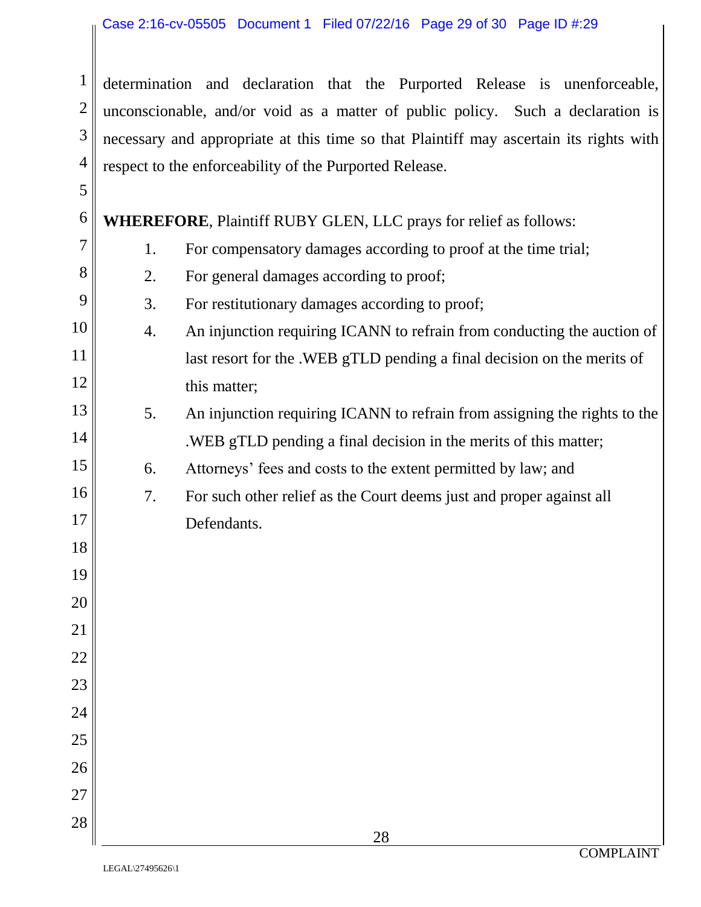determination and declaration that the Purported Release is unenforceable, unconscionable, and/or void as a matter of public policy. Such a declaration is necessary and appropriate at this time so that Plaintiff may ascertain its rights with respect to the enforceability of the Purported Release.

**WHEREFORE**, Plaintiff RUBY GLEN, LLC prays for relief as follows:

1. For compensatory damages according to proof at the time trial;
2. For general damages according to proof;
3. For restitutionary damages according to proof;
4. An injunction requiring ICANN to refrain from conducting the auction of last resort for the .WEB gTLD pending a final decision on the merits of this matter;
5. An injunction requiring ICANN to refrain from assigning the rights to the .WEB gTLD pending a final decision in the merits of this matter;
6. Attorneys' fees and costs to the extent permitted by law; and
7. For such other relief as the Court deems just and proper against all Defendants.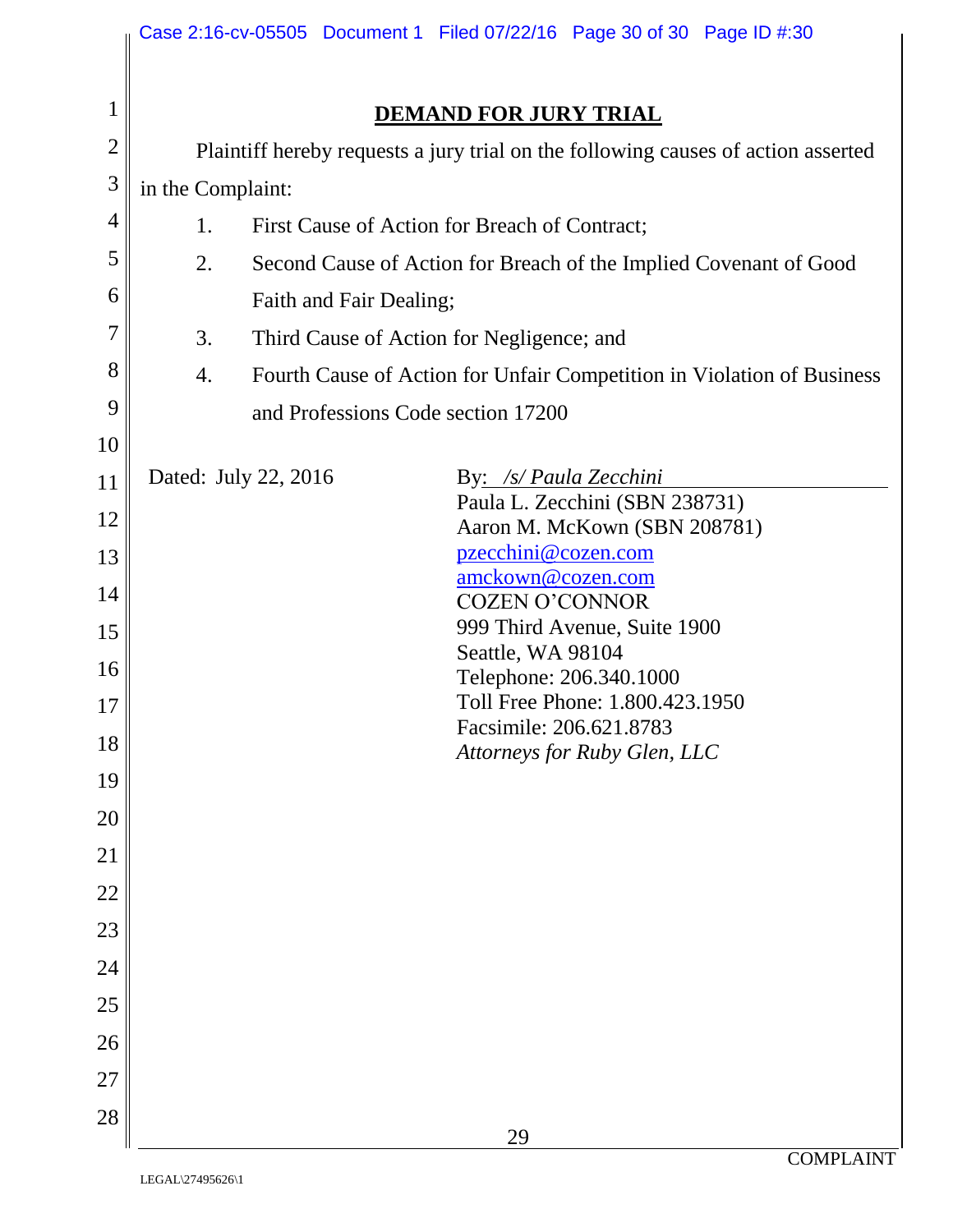## DEMAND FOR JURY TRIAL

Plaintiff hereby requests a jury trial on the following causes of action asserted in the Complaint:

1. First Cause of Action for Breach of Contract;
2. Second Cause of Action for Breach of the Implied Covenant of Good Faith and Fair Dealing;
3. Third Cause of Action for Negligence; and
4. Fourth Cause of Action for Unfair Competition in Violation of Business and Professions Code section 17200

Dated: July 22, 2016

By: */s/ Paula Zecchini*
Paula L. Zecchini (SBN 238731)
Aaron M. McKown (SBN 208781)
pzecchini@cozen.com
amckown@cozen.com
COZEN O'CONNOR
999 Third Avenue, Suite 1900
Seattle, WA 98104
Telephone: 206.340.1000
Toll Free Phone: 1.800.423.1950
Facsimile: 206.621.8783
*Attorneys for Ruby Glen, LLC*